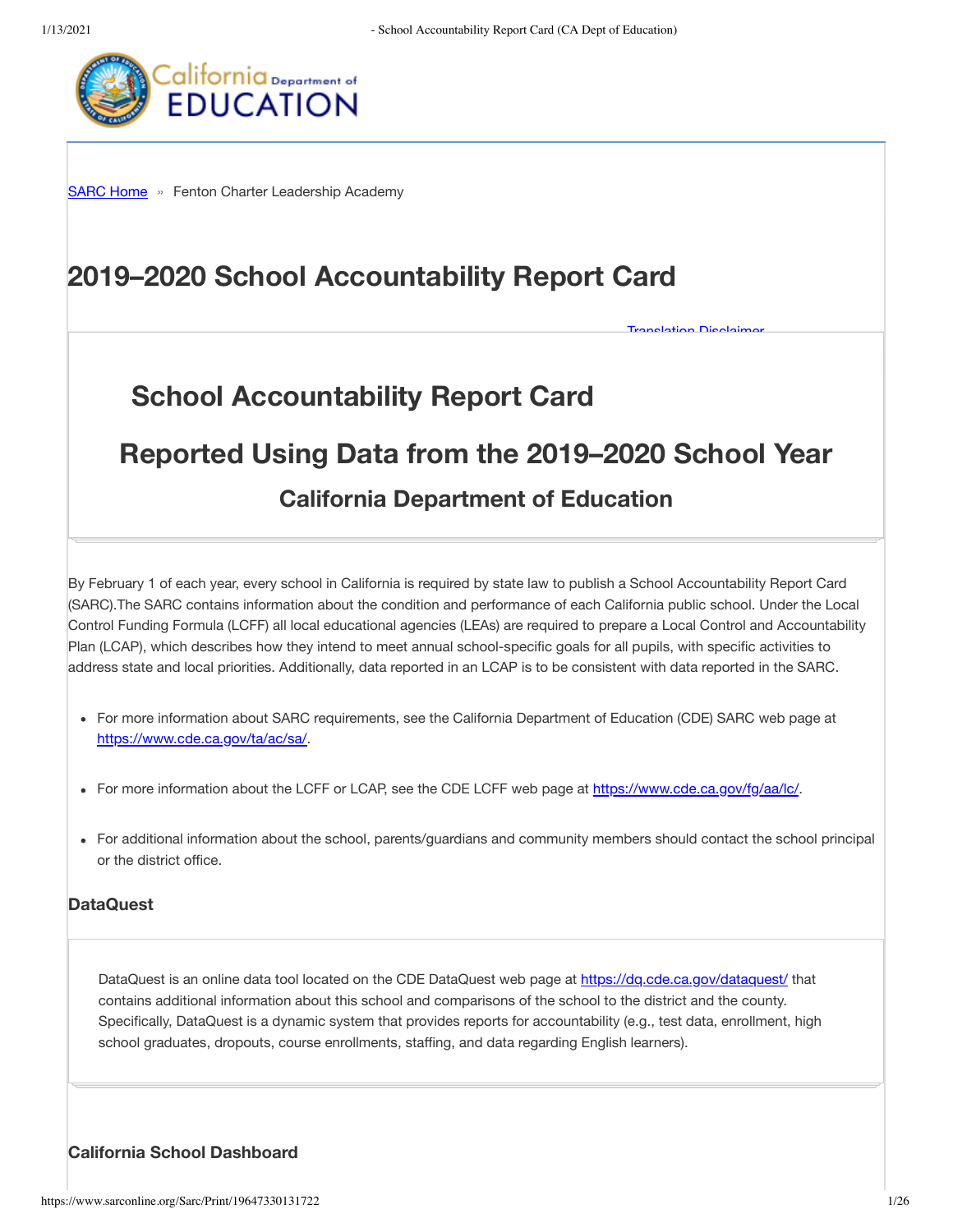SARC Home » Fenton Charter Leadership Academy

# 2019–2020 School Accountability Report Card

Translation Disclaimer

## School Accountability Report Card

## Reported Using Data from the 2019–2020 School Year

### California Department of Education

By February 1 of each year, every school in California is required by state law to publish a School Accountability Report Card (SARC).The SARC contains information about the condition and performance of each California public school. Under the Local Control Funding Formula (LCFF) all local educational agencies (LEAs) are required to prepare a Local Control and Accountability Plan (LCAP), which describes how they intend to meet annual school-specific goals for all pupils, with specific activities to address state and local priorities. Additionally, data reported in an LCAP is to be consistent with data reported in the SARC.

- For more information about SARC requirements, see the California Department of Education (CDE) SARC web page at https://www.cde.ca.gov/ta/ac/sa/.
- For more information about the LCFF or LCAP, see the CDE LCFF web page at https://www.cde.ca.gov/fg/aa/lc/.
- For additional information about the school, parents/guardians and community members should contact the school principal or the district office.

### DataQuest

DataQuest is an online data tool located on the CDE DataQuest web page at https://dq.cde.ca.gov/dataquest/ that contains additional information about this school and comparisons of the school to the district and the county. Specifically, DataQuest is a dynamic system that provides reports for accountability (e.g., test data, enrollment, high school graduates, dropouts, course enrollments, staffing, and data regarding English learners).

### California School Dashboard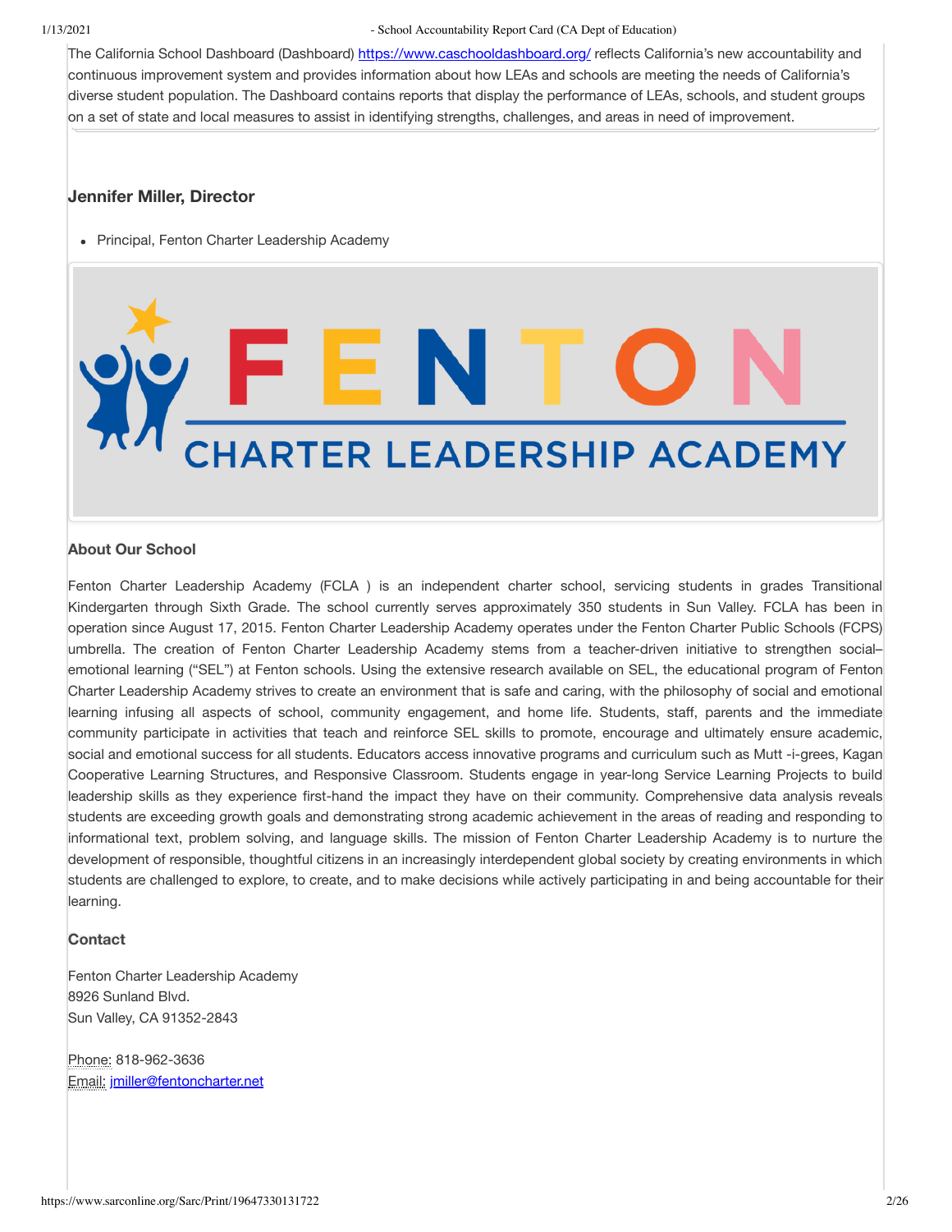The California School Dashboard (Dashboard) https://www.caschooldashboard.org/ reflects California's new accountability and continuous improvement system and provides information about how LEAs and schools are meeting the needs of California's diverse student population. The Dashboard contains reports that display the performance of LEAs, schools, and student groups on a set of state and local measures to assist in identifying strengths, challenges, and areas in need of improvement.

### Jennifer Miller, Director

- Principal, Fenton Charter Leadership Academy

FENTON CHARTER LEADERSHIP ACADEMY

#### About Our School

Fenton Charter Leadership Academy (FCLA ) is an independent charter school, servicing students in grades Transitional Kindergarten through Sixth Grade. The school currently serves approximately 350 students in Sun Valley. FCLA has been in operation since August 17, 2015. Fenton Charter Leadership Academy operates under the Fenton Charter Public Schools (FCPS) umbrella. The creation of Fenton Charter Leadership Academy stems from a teacher-driven initiative to strengthen social–emotional learning ("SEL") at Fenton schools. Using the extensive research available on SEL, the educational program of Fenton Charter Leadership Academy strives to create an environment that is safe and caring, with the philosophy of social and emotional learning infusing all aspects of school, community engagement, and home life. Students, staff, parents and the immediate community participate in activities that teach and reinforce SEL skills to promote, encourage and ultimately ensure academic, social and emotional success for all students. Educators access innovative programs and curriculum such as Mutt -i-grees, Kagan Cooperative Learning Structures, and Responsive Classroom. Students engage in year-long Service Learning Projects to build leadership skills as they experience first-hand the impact they have on their community. Comprehensive data analysis reveals students are exceeding growth goals and demonstrating strong academic achievement in the areas of reading and responding to informational text, problem solving, and language skills. The mission of Fenton Charter Leadership Academy is to nurture the development of responsible, thoughtful citizens in an increasingly interdependent global society by creating environments in which students are challenged to explore, to create, and to make decisions while actively participating in and being accountable for their learning.

#### Contact

Fenton Charter Leadership Academy
8926 Sunland Blvd.
Sun Valley, CA 91352-2843

Phone: 818-962-3636
Email: jmiller@fentoncharter.net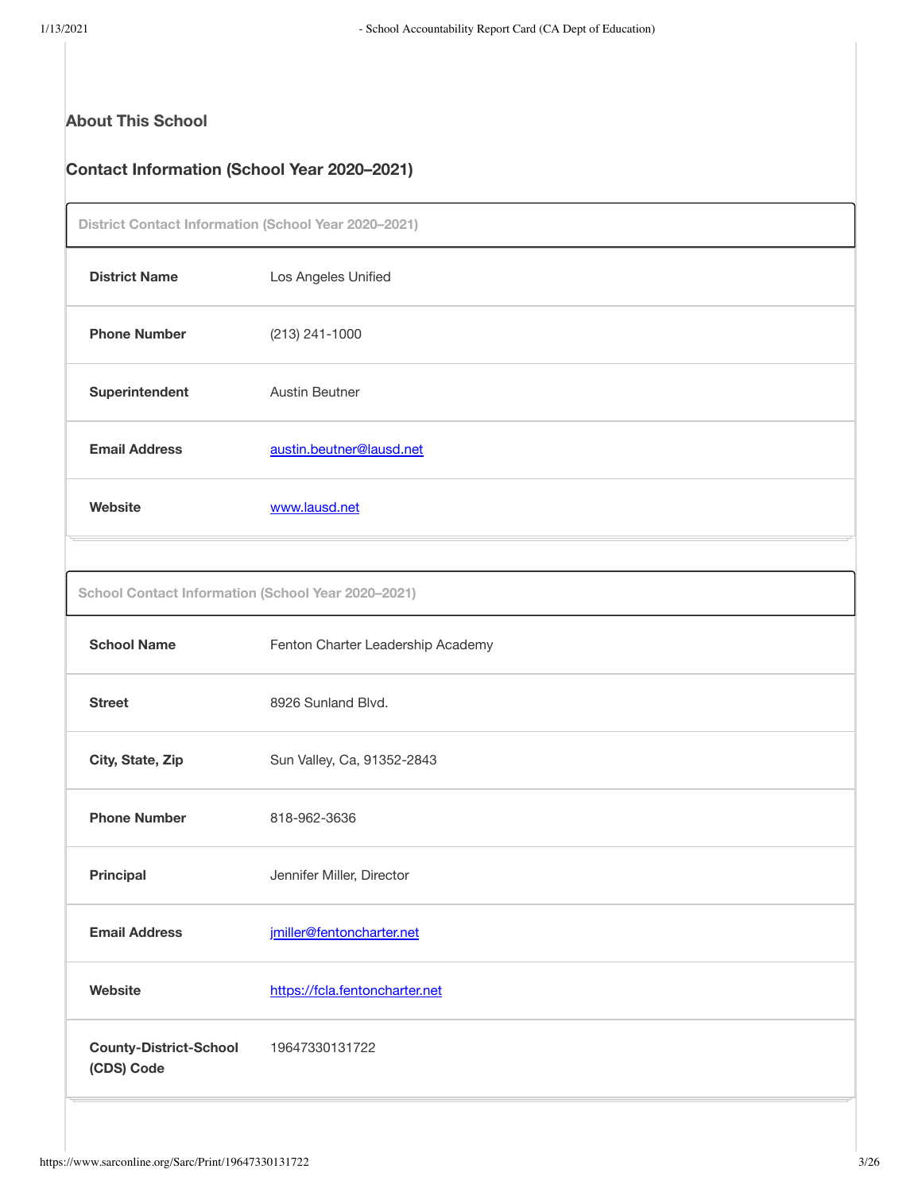## About This School

## Contact Information (School Year 2020–2021)

| District Contact Information (School Year 2020–2021) | |
|---|---|
| **District Name** | Los Angeles Unified |
| **Phone Number** | (213) 241-1000 |
| **Superintendent** | Austin Beutner |
| **Email Address** | austin.beutner@lausd.net |
| **Website** | www.lausd.net |

| School Contact Information (School Year 2020–2021) | |
|---|---|
| **School Name** | Fenton Charter Leadership Academy |
| **Street** | 8926 Sunland Blvd. |
| **City, State, Zip** | Sun Valley, Ca, 91352-2843 |
| **Phone Number** | 818-962-3636 |
| **Principal** | Jennifer Miller, Director |
| **Email Address** | jmiller@fentoncharter.net |
| **Website** | https://fcla.fentoncharter.net |
| **County-District-School (CDS) Code** | 19647330131722 |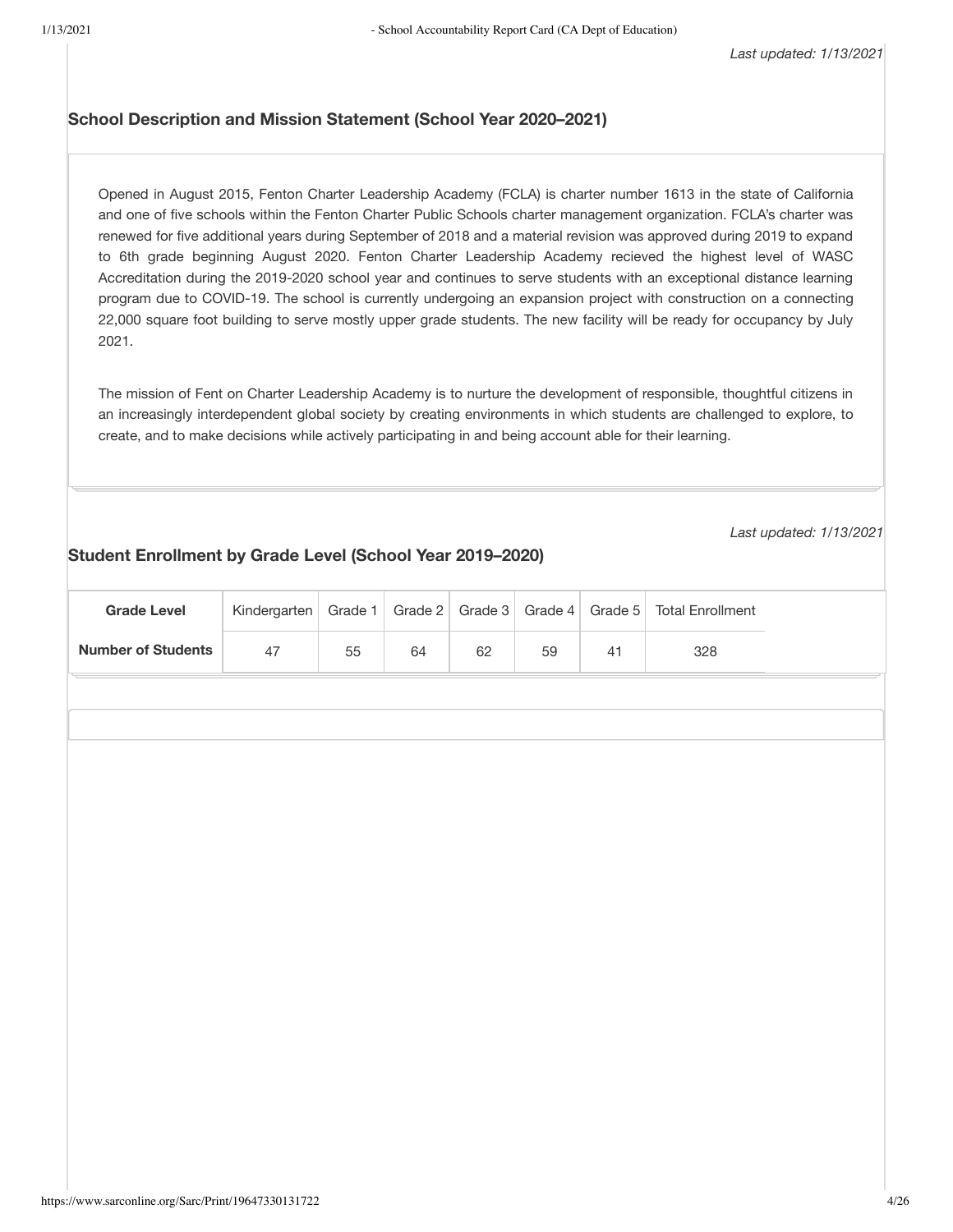*Last updated: 1/13/2021*

### School Description and Mission Statement (School Year 2020–2021)

Opened in August 2015, Fenton Charter Leadership Academy (FCLA) is charter number 1613 in the state of California and one of five schools within the Fenton Charter Public Schools charter management organization. FCLA's charter was renewed for five additional years during September of 2018 and a material revision was approved during 2019 to expand to 6th grade beginning August 2020. Fenton Charter Leadership Academy recieved the highest level of WASC Accreditation during the 2019-2020 school year and continues to serve students with an exceptional distance learning program due to COVID-19. The school is currently undergoing an expansion project with construction on a connecting 22,000 square foot building to serve mostly upper grade students. The new facility will be ready for occupancy by July 2021.

The mission of Fent on Charter Leadership Academy is to nurture the development of responsible, thoughtful citizens in an increasingly interdependent global society by creating environments in which students are challenged to explore, to create, and to make decisions while actively participating in and being account able for their learning.

*Last updated: 1/13/2021*

### Student Enrollment by Grade Level (School Year 2019–2020)

| Grade Level | Kindergarten | Grade 1 | Grade 2 | Grade 3 | Grade 4 | Grade 5 | Total Enrollment |
|---|---|---|---|---|---|---|---|
| **Number of Students** | 47 | 55 | 64 | 62 | 59 | 41 | 328 |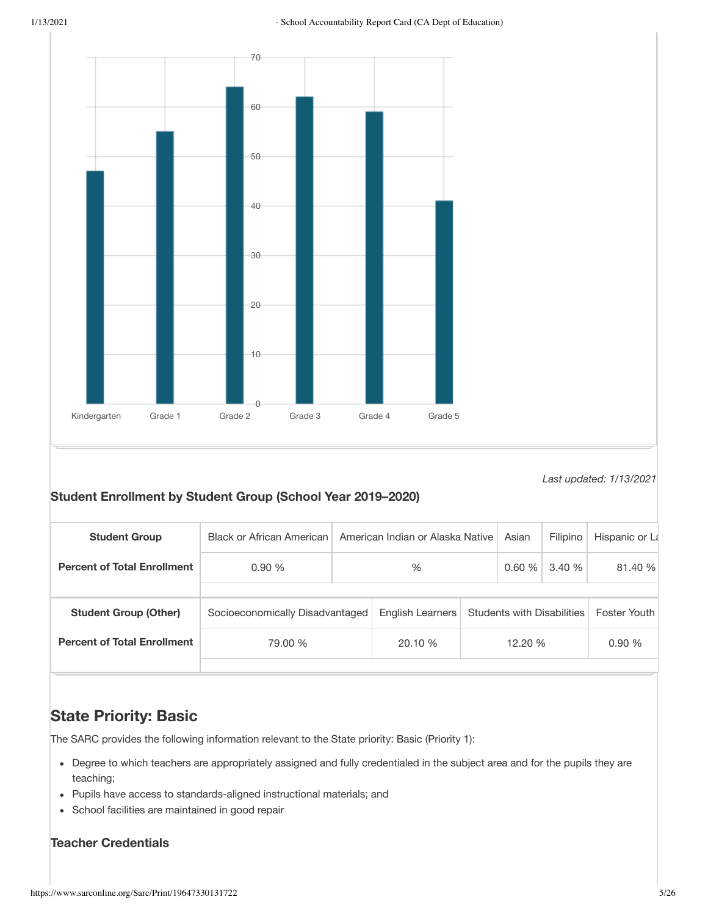*Last updated: 1/13/2021*

**Student Enrollment by Student Group (School Year 2019–2020)**

| Student Group | Black or African American | American Indian or Alaska Native | Asian | Filipino | Hispanic or La |
|---|---|---|---|---|---|
| Percent of Total Enrollment | 0.90 % | % | 0.60 % | 3.40 % | 81.40 % |

| Student Group (Other) | Socioeconomically Disadvantaged | English Learners | Students with Disabilities | Foster Youth |
|---|---|---|---|---|
| Percent of Total Enrollment | 79.00 % | 20.10 % | 12.20 % | 0.90 % |

## State Priority: Basic

The SARC provides the following information relevant to the State priority: Basic (Priority 1):

- Degree to which teachers are appropriately assigned and fully credentialed in the subject area and for the pupils they are teaching;
- Pupils have access to standards-aligned instructional materials; and
- School facilities are maintained in good repair

### Teacher Credentials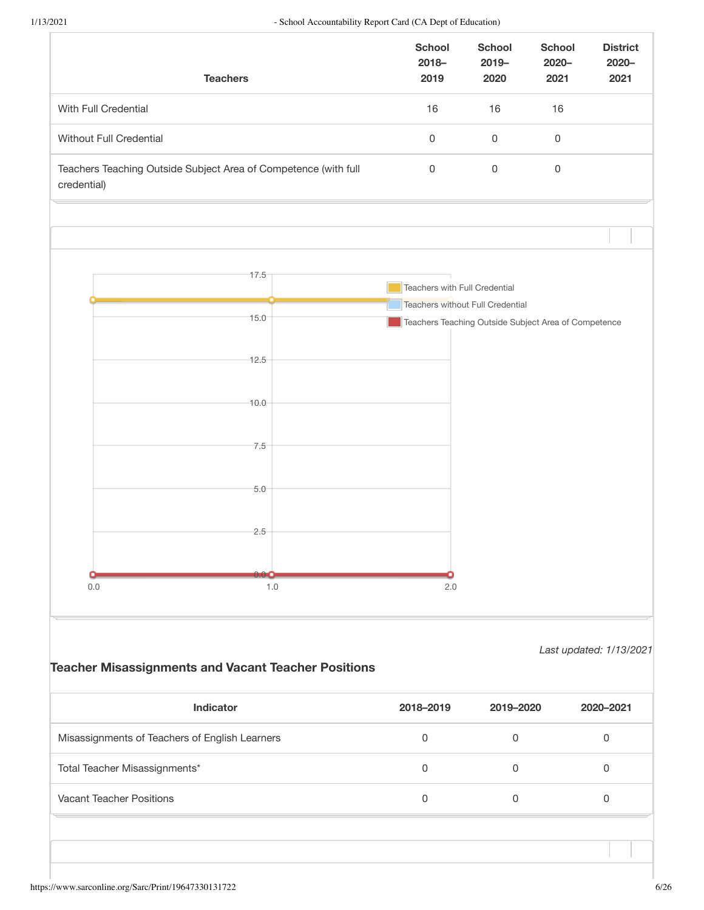| Teachers | School 2018–2019 | School 2019–2020 | School 2020–2021 | District 2020–2021 |
|---|---|---|---|---|
| With Full Credential | 16 | 16 | 16 | |
| Without Full Credential | 0 | 0 | 0 | |
| Teachers Teaching Outside Subject Area of Competence (with full credential) | 0 | 0 | 0 | |

*Last updated: 1/13/2021*

### Teacher Misassignments and Vacant Teacher Positions

| Indicator | 2018–2019 | 2019–2020 | 2020–2021 |
|---|---|---|---|
| Misassignments of Teachers of English Learners | 0 | 0 | 0 |
| Total Teacher Misassignments* | 0 | 0 | 0 |
| Vacant Teacher Positions | 0 | 0 | 0 |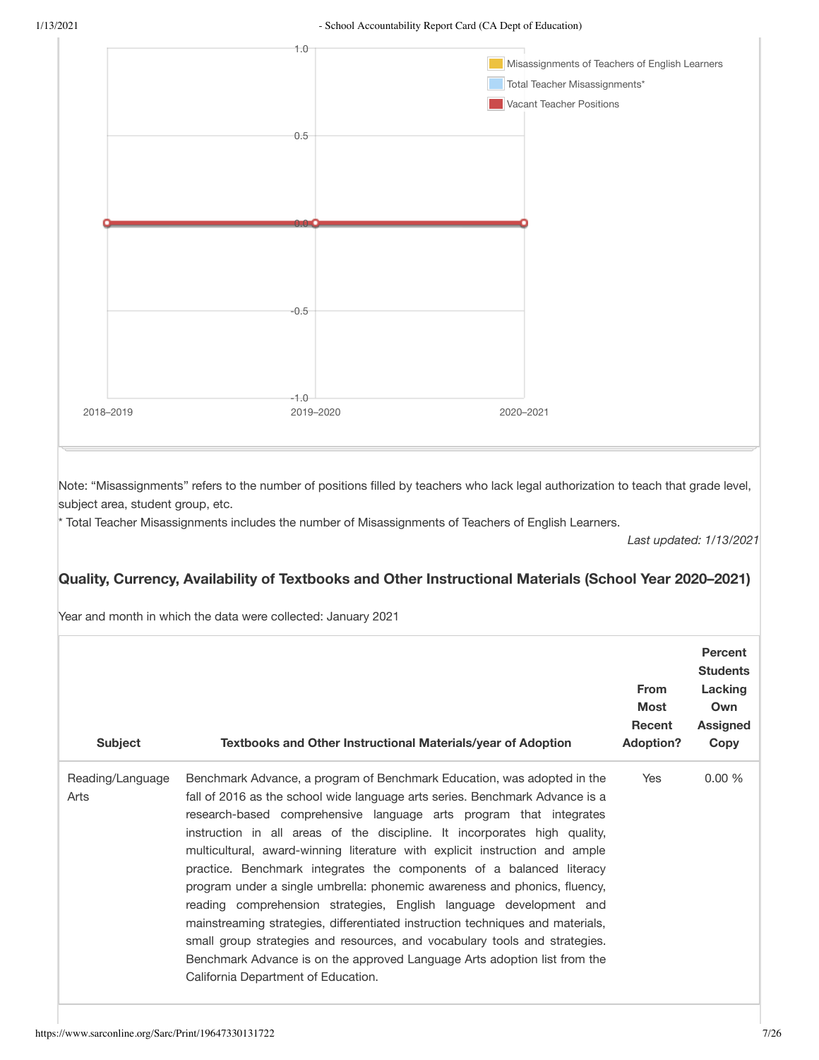Note: “Misassignments” refers to the number of positions filled by teachers who lack legal authorization to teach that grade level, subject area, student group, etc.

* Total Teacher Misassignments includes the number of Misassignments of Teachers of English Learners.

*Last updated: 1/13/2021*

## Quality, Currency, Availability of Textbooks and Other Instructional Materials (School Year 2020–2021)

Year and month in which the data were collected: January 2021

| Subject | Textbooks and Other Instructional Materials/year of Adoption | From Most Recent Adoption? | Percent Students Lacking Own Assigned Copy |
|---|---|---|---|
| Reading/Language Arts | Benchmark Advance, a program of Benchmark Education, was adopted in the fall of 2016 as the school wide language arts series. Benchmark Advance is a research-based comprehensive language arts program that integrates instruction in all areas of the discipline. It incorporates high quality, multicultural, award-winning literature with explicit instruction and ample practice. Benchmark integrates the components of a balanced literacy program under a single umbrella: phonemic awareness and phonics, fluency, reading comprehension strategies, English language development and mainstreaming strategies, differentiated instruction techniques and materials, small group strategies and resources, and vocabulary tools and strategies. Benchmark Advance is on the approved Language Arts adoption list from the California Department of Education. | Yes | 0.00 % |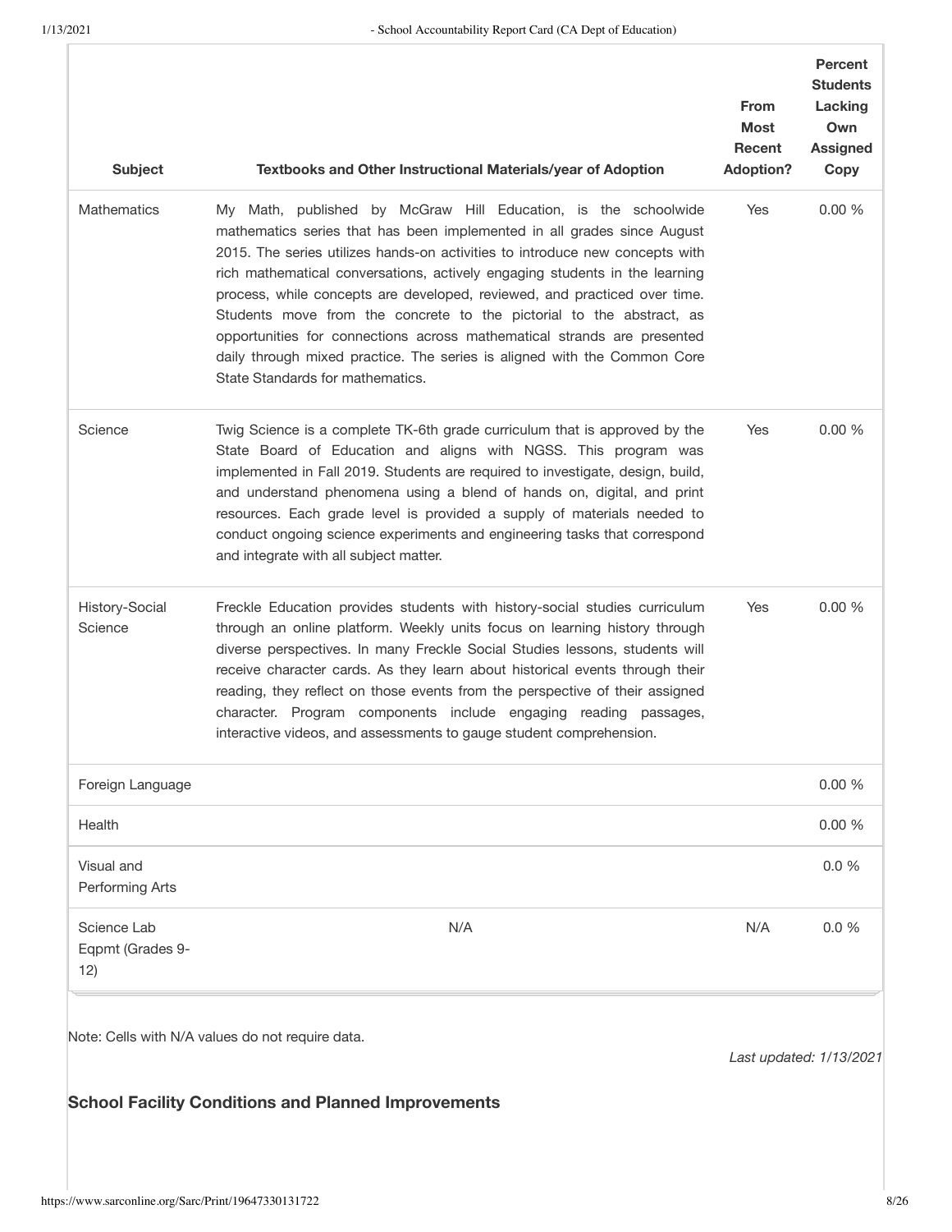| Subject | Textbooks and Other Instructional Materials/year of Adoption | From Most Recent Adoption? | Percent Students Lacking Own Assigned Copy |
|---|---|---|---|
| Mathematics | My Math, published by McGraw Hill Education, is the schoolwide mathematics series that has been implemented in all grades since August 2015. The series utilizes hands-on activities to introduce new concepts with rich mathematical conversations, actively engaging students in the learning process, while concepts are developed, reviewed, and practiced over time. Students move from the concrete to the pictorial to the abstract, as opportunities for connections across mathematical strands are presented daily through mixed practice. The series is aligned with the Common Core State Standards for mathematics. | Yes | 0.00 % |
| Science | Twig Science is a complete TK-6th grade curriculum that is approved by the State Board of Education and aligns with NGSS. This program was implemented in Fall 2019. Students are required to investigate, design, build, and understand phenomena using a blend of hands on, digital, and print resources. Each grade level is provided a supply of materials needed to conduct ongoing science experiments and engineering tasks that correspond and integrate with all subject matter. | Yes | 0.00 % |
| History-Social Science | Freckle Education provides students with history-social studies curriculum through an online platform. Weekly units focus on learning history through diverse perspectives. In many Freckle Social Studies lessons, students will receive character cards. As they learn about historical events through their reading, they reflect on those events from the perspective of their assigned character. Program components include engaging reading passages, interactive videos, and assessments to gauge student comprehension. | Yes | 0.00 % |
| Foreign Language | | | 0.00 % |
| Health | | | 0.00 % |
| Visual and Performing Arts | | | 0.0 % |
| Science Lab Eqpmt (Grades 9-12) | N/A | N/A | 0.0 % |

Note: Cells with N/A values do not require data.

*Last updated: 1/13/2021*

## School Facility Conditions and Planned Improvements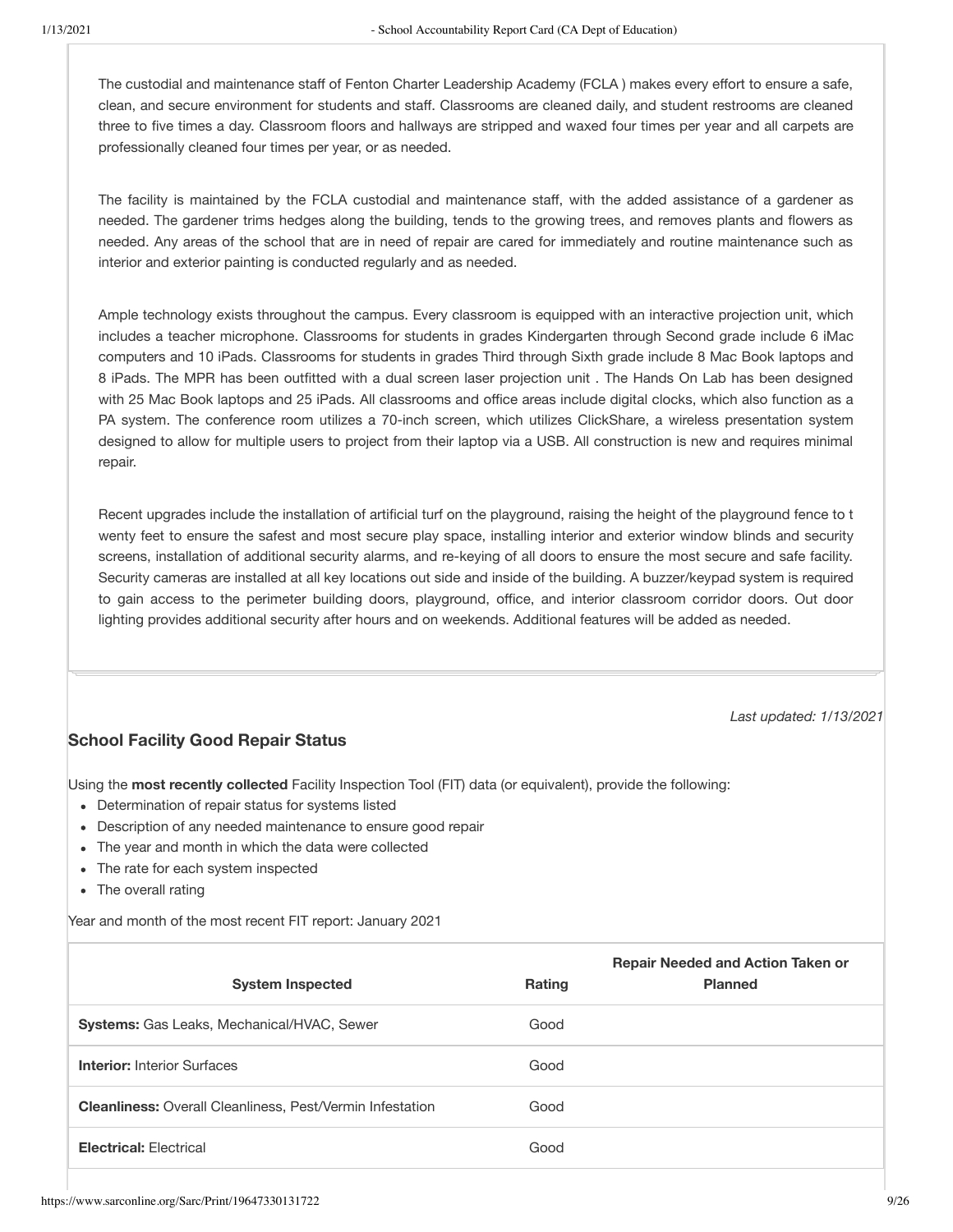The custodial and maintenance staff of Fenton Charter Leadership Academy (FCLA ) makes every effort to ensure a safe, clean, and secure environment for students and staff. Classrooms are cleaned daily, and student restrooms are cleaned three to five times a day. Classroom floors and hallways are stripped and waxed four times per year and all carpets are professionally cleaned four times per year, or as needed.

The facility is maintained by the FCLA custodial and maintenance staff, with the added assistance of a gardener as needed. The gardener trims hedges along the building, tends to the growing trees, and removes plants and flowers as needed. Any areas of the school that are in need of repair are cared for immediately and routine maintenance such as interior and exterior painting is conducted regularly and as needed.

Ample technology exists throughout the campus. Every classroom is equipped with an interactive projection unit, which includes a teacher microphone. Classrooms for students in grades Kindergarten through Second grade include 6 iMac computers and 10 iPads. Classrooms for students in grades Third through Sixth grade include 8 Mac Book laptops and 8 iPads. The MPR has been outfitted with a dual screen laser projection unit . The Hands On Lab has been designed with 25 Mac Book laptops and 25 iPads. All classrooms and office areas include digital clocks, which also function as a PA system. The conference room utilizes a 70-inch screen, which utilizes ClickShare, a wireless presentation system designed to allow for multiple users to project from their laptop via a USB. All construction is new and requires minimal repair.

Recent upgrades include the installation of artificial turf on the playground, raising the height of the playground fence to t wenty feet to ensure the safest and most secure play space, installing interior and exterior window blinds and security screens, installation of additional security alarms, and re-keying of all doors to ensure the most secure and safe facility. Security cameras are installed at all key locations out side and inside of the building. A buzzer/keypad system is required to gain access to the perimeter building doors, playground, office, and interior classroom corridor doors. Out door lighting provides additional security after hours and on weekends. Additional features will be added as needed.

*Last updated: 1/13/2021*

### School Facility Good Repair Status

Using the **most recently collected** Facility Inspection Tool (FIT) data (or equivalent), provide the following:

- Determination of repair status for systems listed
- Description of any needed maintenance to ensure good repair
- The year and month in which the data were collected
- The rate for each system inspected
- The overall rating

Year and month of the most recent FIT report: January 2021

| System Inspected | Rating | Repair Needed and Action Taken or Planned |
|---|---|---|
| **Systems:** Gas Leaks, Mechanical/HVAC, Sewer | Good | |
| **Interior:** Interior Surfaces | Good | |
| **Cleanliness:** Overall Cleanliness, Pest/Vermin Infestation | Good | |
| **Electrical:** Electrical | Good | |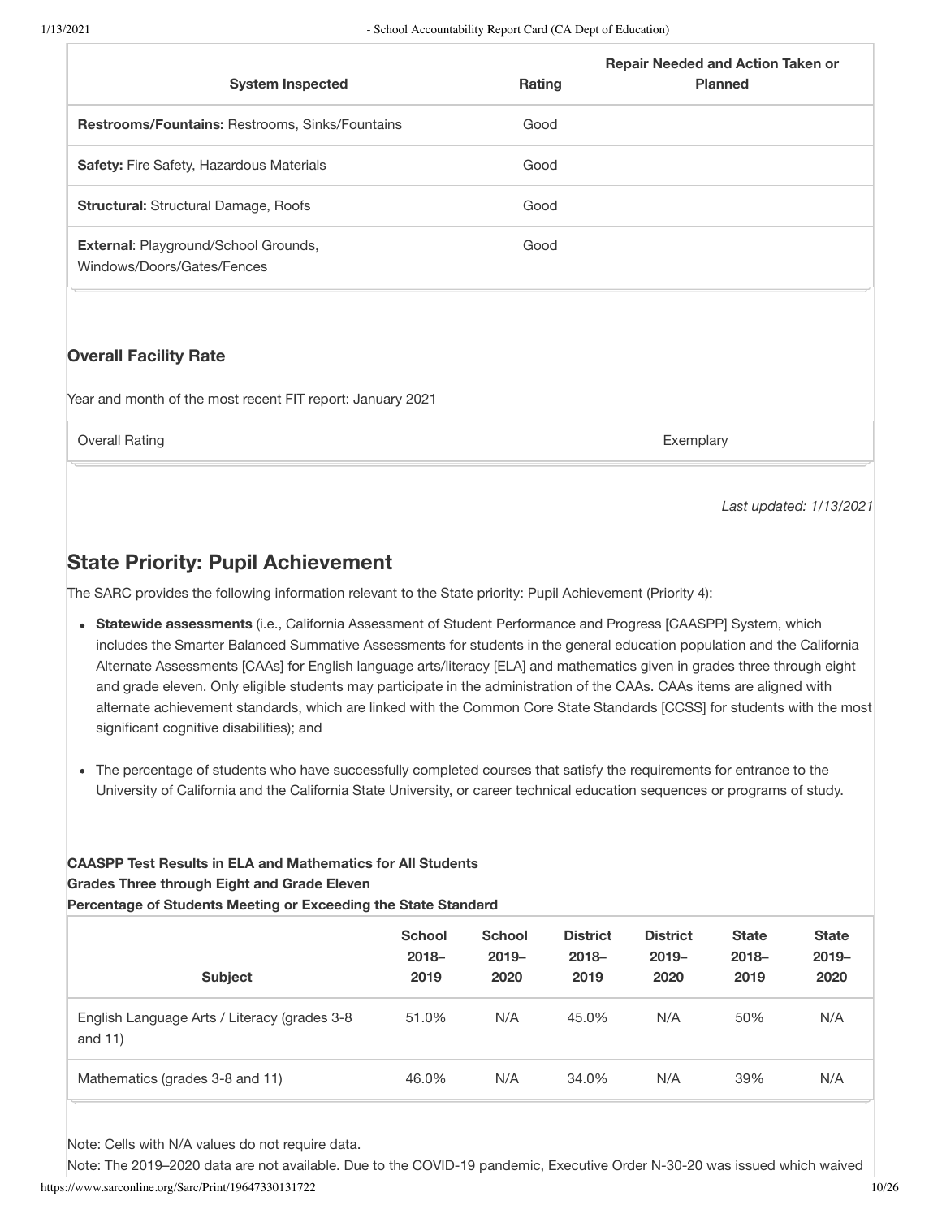| System Inspected | Rating | Repair Needed and Action Taken or Planned |
|---|---|---|
| **Restrooms/Fountains:** Restrooms, Sinks/Fountains | Good | |
| **Safety:** Fire Safety, Hazardous Materials | Good | |
| **Structural:** Structural Damage, Roofs | Good | |
| **External**: Playground/School Grounds, Windows/Doors/Gates/Fences | Good | |

### Overall Facility Rate

Year and month of the most recent FIT report: January 2021

| Overall Rating | Exemplary |
|---|---|

*Last updated: 1/13/2021*

## State Priority: Pupil Achievement

The SARC provides the following information relevant to the State priority: Pupil Achievement (Priority 4):

- **Statewide assessments** (i.e., California Assessment of Student Performance and Progress [CAASPP] System, which includes the Smarter Balanced Summative Assessments for students in the general education population and the California Alternate Assessments [CAAs] for English language arts/literacy [ELA] and mathematics given in grades three through eight and grade eleven. Only eligible students may participate in the administration of the CAAs. CAAs items are aligned with alternate achievement standards, which are linked with the Common Core State Standards [CCSS] for students with the most significant cognitive disabilities); and
- The percentage of students who have successfully completed courses that satisfy the requirements for entrance to the University of California and the California State University, or career technical education sequences or programs of study.

**CAASPP Test Results in ELA and Mathematics for All Students**
**Grades Three through Eight and Grade Eleven**
**Percentage of Students Meeting or Exceeding the State Standard**

| Subject | School 2018–2019 | School 2019–2020 | District 2018–2019 | District 2019–2020 | State 2018–2019 | State 2019–2020 |
|---|---|---|---|---|---|---|
| English Language Arts / Literacy (grades 3-8 and 11) | 51.0% | N/A | 45.0% | N/A | 50% | N/A |
| Mathematics (grades 3-8 and 11) | 46.0% | N/A | 34.0% | N/A | 39% | N/A |

Note: Cells with N/A values do not require data.

Note: The 2019–2020 data are not available. Due to the COVID-19 pandemic, Executive Order N-30-20 was issued which waived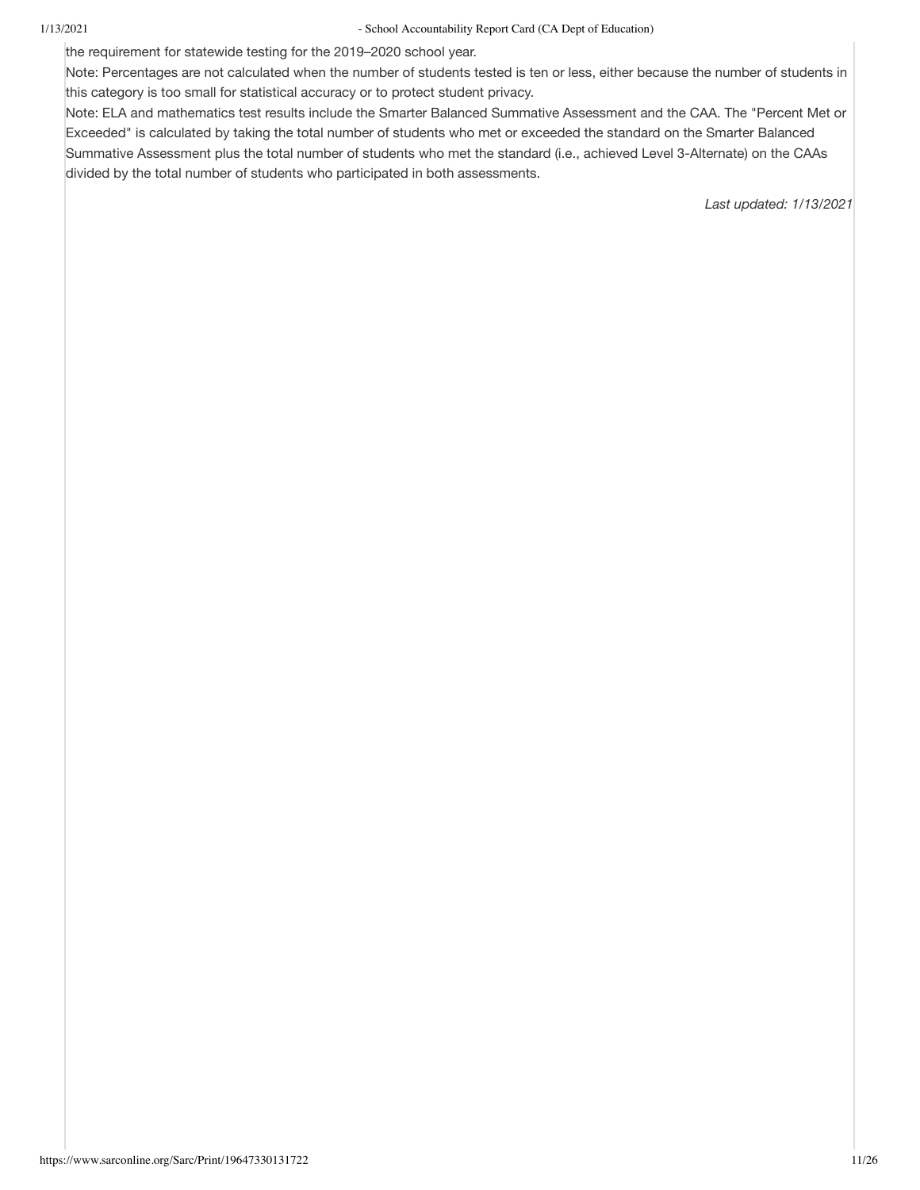the requirement for statewide testing for the 2019–2020 school year.

Note: Percentages are not calculated when the number of students tested is ten or less, either because the number of students in this category is too small for statistical accuracy or to protect student privacy.

Note: ELA and mathematics test results include the Smarter Balanced Summative Assessment and the CAA. The "Percent Met or Exceeded" is calculated by taking the total number of students who met or exceeded the standard on the Smarter Balanced Summative Assessment plus the total number of students who met the standard (i.e., achieved Level 3-Alternate) on the CAAs divided by the total number of students who participated in both assessments.

*Last updated: 1/13/2021*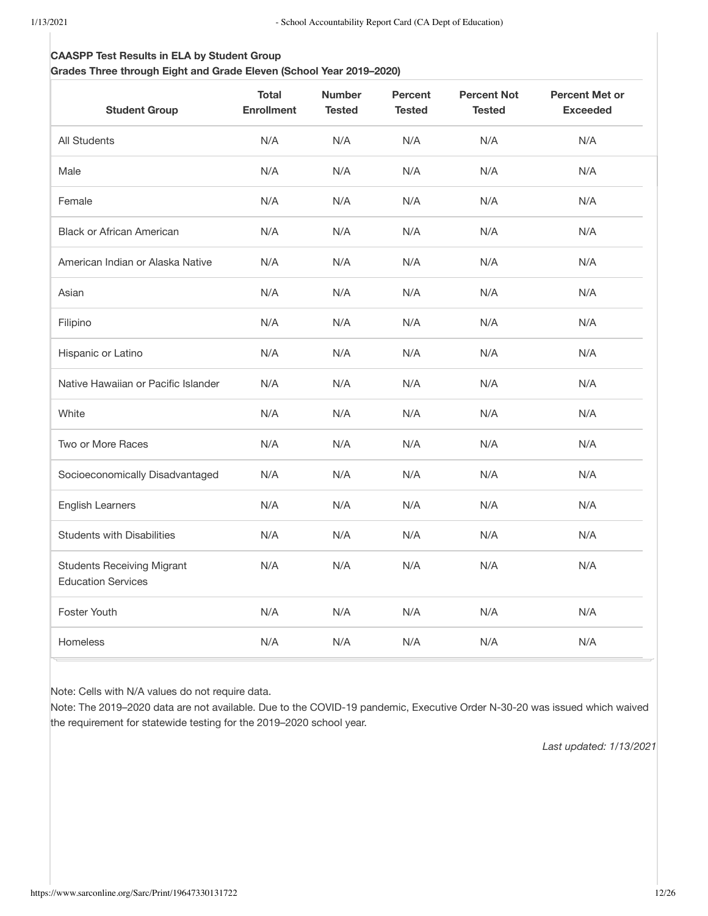**CAASPP Test Results in ELA by Student Group**
**Grades Three through Eight and Grade Eleven (School Year 2019–2020)**

| Student Group | Total Enrollment | Number Tested | Percent Tested | Percent Not Tested | Percent Met or Exceeded |
|---|---|---|---|---|---|
| All Students | N/A | N/A | N/A | N/A | N/A |
| Male | N/A | N/A | N/A | N/A | N/A |
| Female | N/A | N/A | N/A | N/A | N/A |
| Black or African American | N/A | N/A | N/A | N/A | N/A |
| American Indian or Alaska Native | N/A | N/A | N/A | N/A | N/A |
| Asian | N/A | N/A | N/A | N/A | N/A |
| Filipino | N/A | N/A | N/A | N/A | N/A |
| Hispanic or Latino | N/A | N/A | N/A | N/A | N/A |
| Native Hawaiian or Pacific Islander | N/A | N/A | N/A | N/A | N/A |
| White | N/A | N/A | N/A | N/A | N/A |
| Two or More Races | N/A | N/A | N/A | N/A | N/A |
| Socioeconomically Disadvantaged | N/A | N/A | N/A | N/A | N/A |
| English Learners | N/A | N/A | N/A | N/A | N/A |
| Students with Disabilities | N/A | N/A | N/A | N/A | N/A |
| Students Receiving Migrant Education Services | N/A | N/A | N/A | N/A | N/A |
| Foster Youth | N/A | N/A | N/A | N/A | N/A |
| Homeless | N/A | N/A | N/A | N/A | N/A |

Note: Cells with N/A values do not require data.

Note: The 2019–2020 data are not available. Due to the COVID-19 pandemic, Executive Order N-30-20 was issued which waived the requirement for statewide testing for the 2019–2020 school year.

*Last updated: 1/13/2021*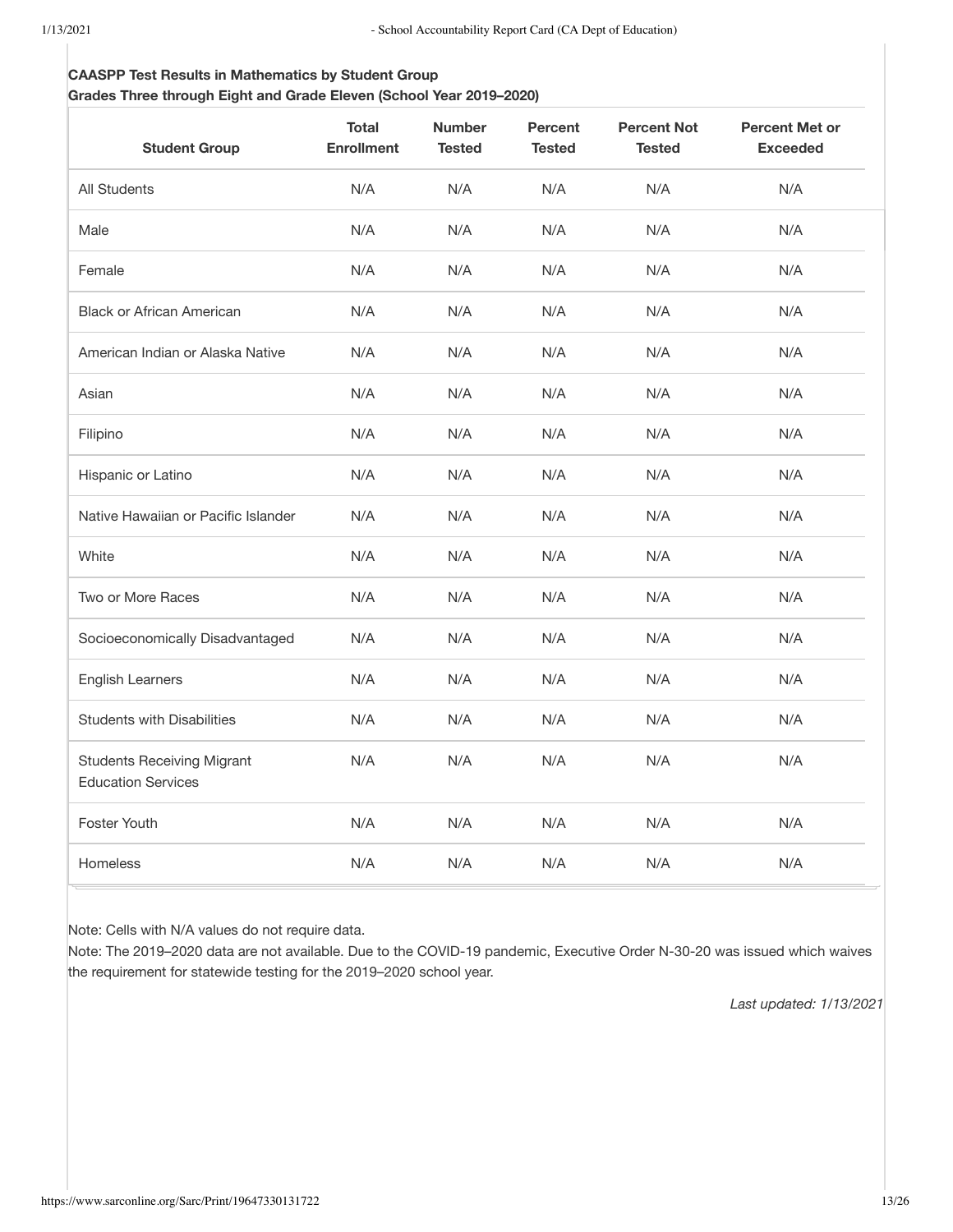**CAASPP Test Results in Mathematics by Student Group**
**Grades Three through Eight and Grade Eleven (School Year 2019–2020)**

| Student Group | Total Enrollment | Number Tested | Percent Tested | Percent Not Tested | Percent Met or Exceeded |
|---|---|---|---|---|---|
| All Students | N/A | N/A | N/A | N/A | N/A |
| Male | N/A | N/A | N/A | N/A | N/A |
| Female | N/A | N/A | N/A | N/A | N/A |
| Black or African American | N/A | N/A | N/A | N/A | N/A |
| American Indian or Alaska Native | N/A | N/A | N/A | N/A | N/A |
| Asian | N/A | N/A | N/A | N/A | N/A |
| Filipino | N/A | N/A | N/A | N/A | N/A |
| Hispanic or Latino | N/A | N/A | N/A | N/A | N/A |
| Native Hawaiian or Pacific Islander | N/A | N/A | N/A | N/A | N/A |
| White | N/A | N/A | N/A | N/A | N/A |
| Two or More Races | N/A | N/A | N/A | N/A | N/A |
| Socioeconomically Disadvantaged | N/A | N/A | N/A | N/A | N/A |
| English Learners | N/A | N/A | N/A | N/A | N/A |
| Students with Disabilities | N/A | N/A | N/A | N/A | N/A |
| Students Receiving Migrant Education Services | N/A | N/A | N/A | N/A | N/A |
| Foster Youth | N/A | N/A | N/A | N/A | N/A |
| Homeless | N/A | N/A | N/A | N/A | N/A |

Note: Cells with N/A values do not require data.

Note: The 2019–2020 data are not available. Due to the COVID-19 pandemic, Executive Order N-30-20 was issued which waives the requirement for statewide testing for the 2019–2020 school year.

*Last updated: 1/13/2021*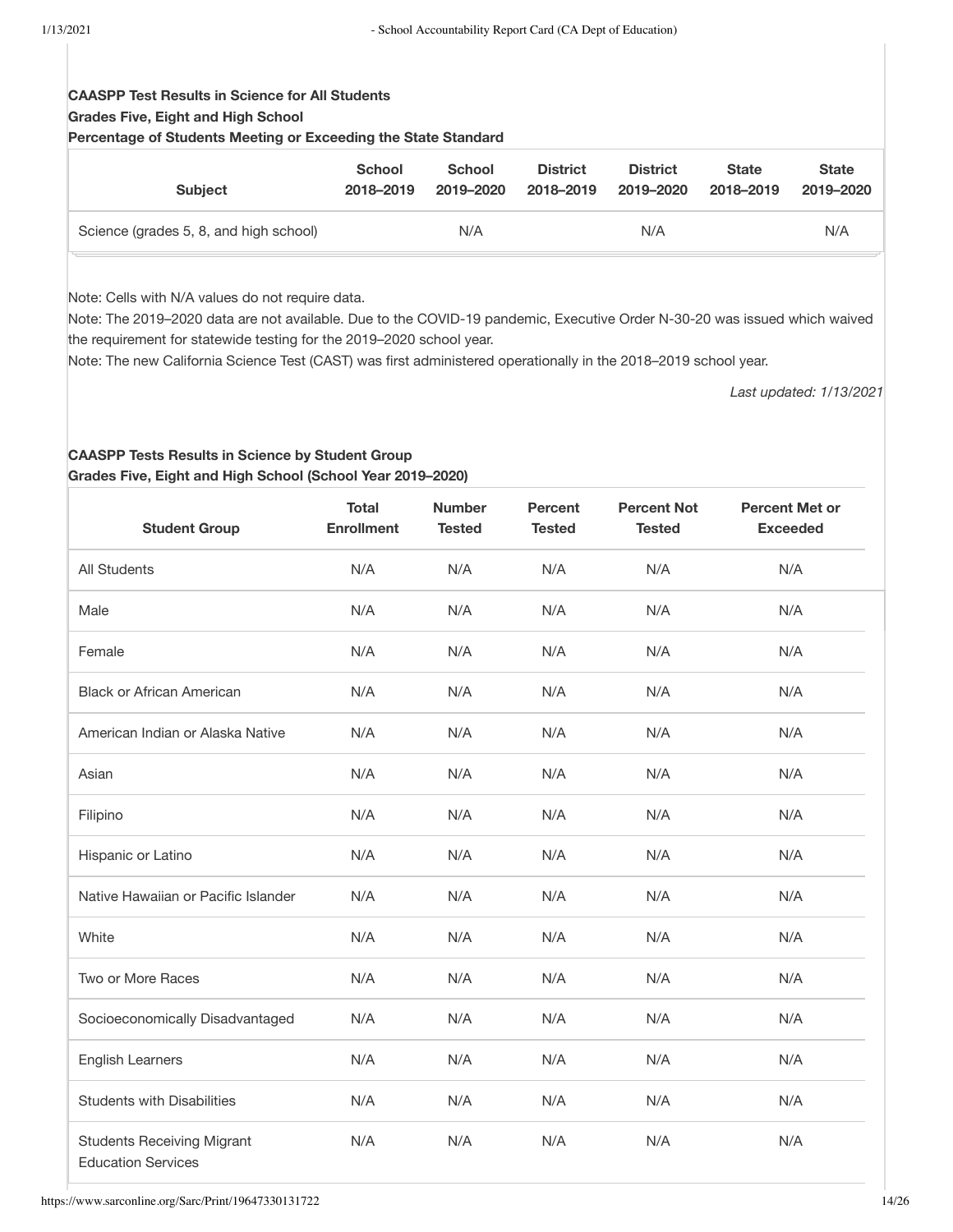**CAASPP Test Results in Science for All Students**
**Grades Five, Eight and High School**
**Percentage of Students Meeting or Exceeding the State Standard**

| Subject | School 2018–2019 | School 2019–2020 | District 2018–2019 | District 2019–2020 | State 2018–2019 | State 2019–2020 |
|---|---|---|---|---|---|---|
| Science (grades 5, 8, and high school) | | N/A | | N/A | | N/A |

Note: Cells with N/A values do not require data.
Note: The 2019–2020 data are not available. Due to the COVID-19 pandemic, Executive Order N-30-20 was issued which waived the requirement for statewide testing for the 2019–2020 school year.
Note: The new California Science Test (CAST) was first administered operationally in the 2018–2019 school year.

*Last updated: 1/13/2021*

**CAASPP Tests Results in Science by Student Group**
**Grades Five, Eight and High School (School Year 2019–2020)**

| Student Group | Total Enrollment | Number Tested | Percent Tested | Percent Not Tested | Percent Met or Exceeded |
|---|---|---|---|---|---|
| All Students | N/A | N/A | N/A | N/A | N/A |
| Male | N/A | N/A | N/A | N/A | N/A |
| Female | N/A | N/A | N/A | N/A | N/A |
| Black or African American | N/A | N/A | N/A | N/A | N/A |
| American Indian or Alaska Native | N/A | N/A | N/A | N/A | N/A |
| Asian | N/A | N/A | N/A | N/A | N/A |
| Filipino | N/A | N/A | N/A | N/A | N/A |
| Hispanic or Latino | N/A | N/A | N/A | N/A | N/A |
| Native Hawaiian or Pacific Islander | N/A | N/A | N/A | N/A | N/A |
| White | N/A | N/A | N/A | N/A | N/A |
| Two or More Races | N/A | N/A | N/A | N/A | N/A |
| Socioeconomically Disadvantaged | N/A | N/A | N/A | N/A | N/A |
| English Learners | N/A | N/A | N/A | N/A | N/A |
| Students with Disabilities | N/A | N/A | N/A | N/A | N/A |
| Students Receiving Migrant Education Services | N/A | N/A | N/A | N/A | N/A |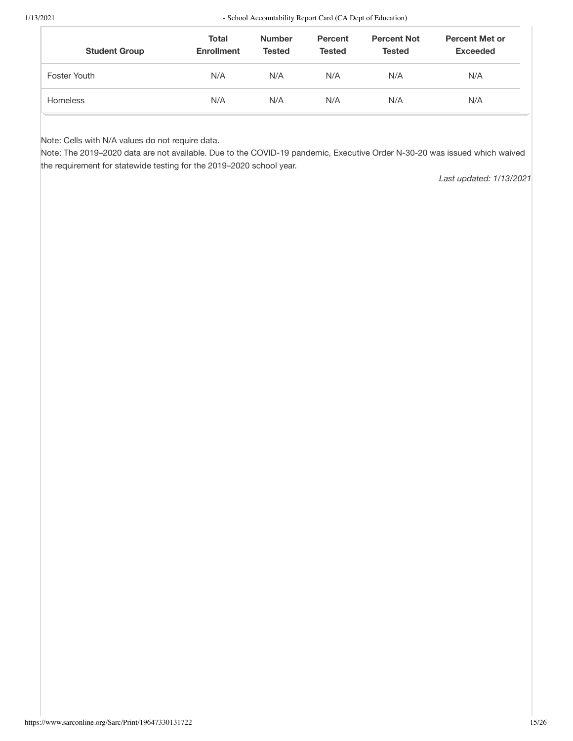| Student Group | Total Enrollment | Number Tested | Percent Tested | Percent Not Tested | Percent Met or Exceeded |
|---|---|---|---|---|---|
| Foster Youth | N/A | N/A | N/A | N/A | N/A |
| Homeless | N/A | N/A | N/A | N/A | N/A |

Note: Cells with N/A values do not require data.

Note: The 2019–2020 data are not available. Due to the COVID-19 pandemic, Executive Order N-30-20 was issued which waived the requirement for statewide testing for the 2019–2020 school year.

*Last updated: 1/13/2021*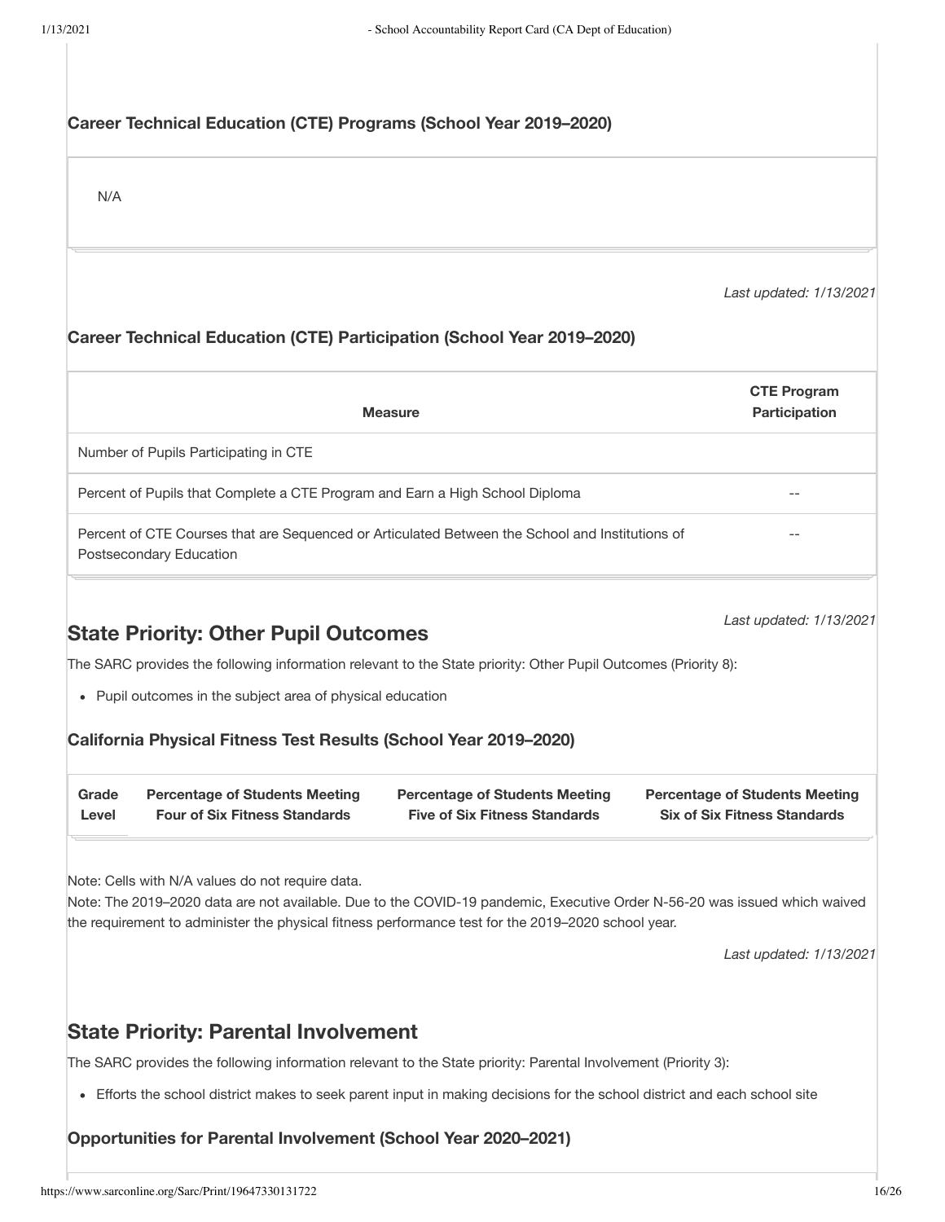### Career Technical Education (CTE) Programs (School Year 2019–2020)

N/A

*Last updated: 1/13/2021*

### Career Technical Education (CTE) Participation (School Year 2019–2020)

| Measure | CTE Program Participation |
|---|---|
| Number of Pupils Participating in CTE | |
| Percent of Pupils that Complete a CTE Program and Earn a High School Diploma | -- |
| Percent of CTE Courses that are Sequenced or Articulated Between the School and Institutions of Postsecondary Education | -- |

*Last updated: 1/13/2021*

## State Priority: Other Pupil Outcomes

The SARC provides the following information relevant to the State priority: Other Pupil Outcomes (Priority 8):

- Pupil outcomes in the subject area of physical education

### California Physical Fitness Test Results (School Year 2019–2020)

| Grade Level | Percentage of Students Meeting Four of Six Fitness Standards | Percentage of Students Meeting Five of Six Fitness Standards | Percentage of Students Meeting Six of Six Fitness Standards |
|---|---|---|---|

Note: Cells with N/A values do not require data.
Note: The 2019–2020 data are not available. Due to the COVID-19 pandemic, Executive Order N-56-20 was issued which waived the requirement to administer the physical fitness performance test for the 2019–2020 school year.

*Last updated: 1/13/2021*

## State Priority: Parental Involvement

The SARC provides the following information relevant to the State priority: Parental Involvement (Priority 3):

- Efforts the school district makes to seek parent input in making decisions for the school district and each school site

### Opportunities for Parental Involvement (School Year 2020–2021)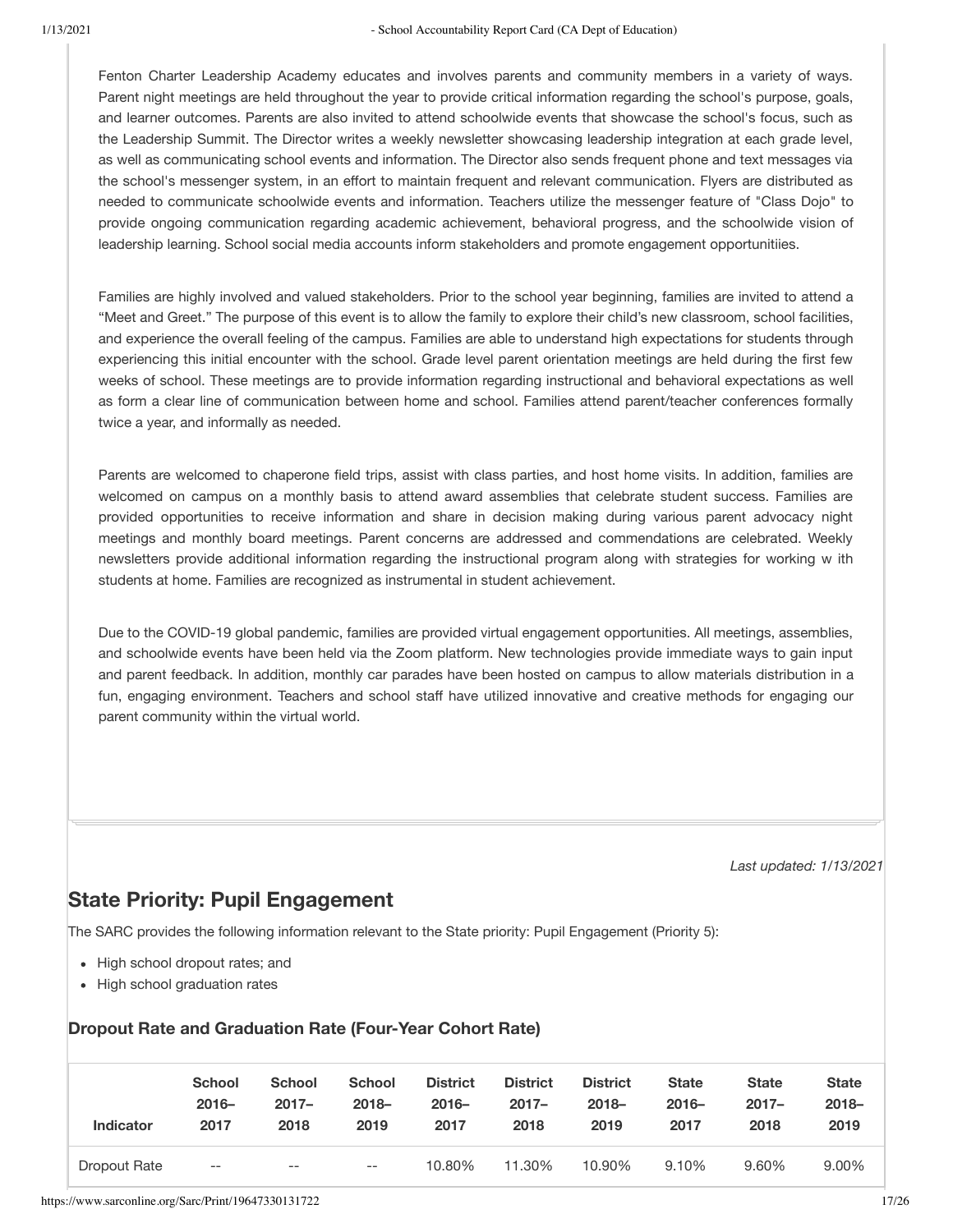Fenton Charter Leadership Academy educates and involves parents and community members in a variety of ways. Parent night meetings are held throughout the year to provide critical information regarding the school's purpose, goals, and learner outcomes. Parents are also invited to attend schoolwide events that showcase the school's focus, such as the Leadership Summit. The Director writes a weekly newsletter showcasing leadership integration at each grade level, as well as communicating school events and information. The Director also sends frequent phone and text messages via the school's messenger system, in an effort to maintain frequent and relevant communication. Flyers are distributed as needed to communicate schoolwide events and information. Teachers utilize the messenger feature of "Class Dojo" to provide ongoing communication regarding academic achievement, behavioral progress, and the schoolwide vision of leadership learning. School social media accounts inform stakeholders and promote engagement opportunitiies.

Families are highly involved and valued stakeholders. Prior to the school year beginning, families are invited to attend a "Meet and Greet." The purpose of this event is to allow the family to explore their child's new classroom, school facilities, and experience the overall feeling of the campus. Families are able to understand high expectations for students through experiencing this initial encounter with the school. Grade level parent orientation meetings are held during the first few weeks of school. These meetings are to provide information regarding instructional and behavioral expectations as well as form a clear line of communication between home and school. Families attend parent/teacher conferences formally twice a year, and informally as needed.

Parents are welcomed to chaperone field trips, assist with class parties, and host home visits. In addition, families are welcomed on campus on a monthly basis to attend award assemblies that celebrate student success. Families are provided opportunities to receive information and share in decision making during various parent advocacy night meetings and monthly board meetings. Parent concerns are addressed and commendations are celebrated. Weekly newsletters provide additional information regarding the instructional program along with strategies for working w ith students at home. Families are recognized as instrumental in student achievement.

Due to the COVID-19 global pandemic, families are provided virtual engagement opportunities. All meetings, assemblies, and schoolwide events have been held via the Zoom platform. New technologies provide immediate ways to gain input and parent feedback. In addition, monthly car parades have been hosted on campus to allow materials distribution in a fun, engaging environment. Teachers and school staff have utilized innovative and creative methods for engaging our parent community within the virtual world.

*Last updated: 1/13/2021*

## State Priority: Pupil Engagement

The SARC provides the following information relevant to the State priority: Pupil Engagement (Priority 5):

- High school dropout rates; and
- High school graduation rates

### Dropout Rate and Graduation Rate (Four-Year Cohort Rate)

| Indicator | School 2016–2017 | School 2017–2018 | School 2018–2019 | District 2016–2017 | District 2017–2018 | District 2018–2019 | State 2016–2017 | State 2017–2018 | State 2018–2019 |
|---|---|---|---|---|---|---|---|---|---|
| Dropout Rate | -- | -- | -- | 10.80% | 11.30% | 10.90% | 9.10% | 9.60% | 9.00% |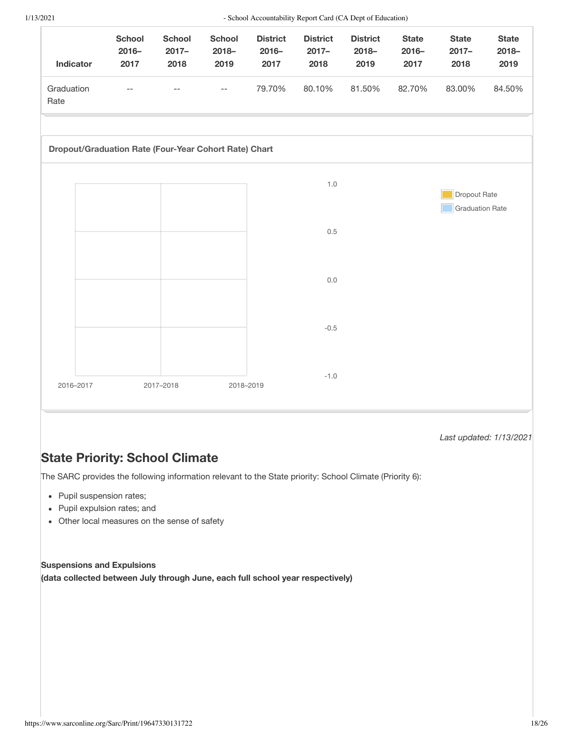| Indicator | School 2016–2017 | School 2017–2018 | School 2018–2019 | District 2016–2017 | District 2017–2018 | District 2018–2019 | State 2016–2017 | State 2017–2018 | State 2018–2019 |
|---|---|---|---|---|---|---|---|---|---|
| Graduation Rate | -- | -- | -- | 79.70% | 80.10% | 81.50% | 82.70% | 83.00% | 84.50% |

**Dropout/Graduation Rate (Four-Year Cohort Rate) Chart**

*Last updated: 1/13/2021*

## State Priority: School Climate

The SARC provides the following information relevant to the State priority: School Climate (Priority 6):

- Pupil suspension rates;
- Pupil expulsion rates; and
- Other local measures on the sense of safety

**Suspensions and Expulsions**
**(data collected between July through June, each full school year respectively)**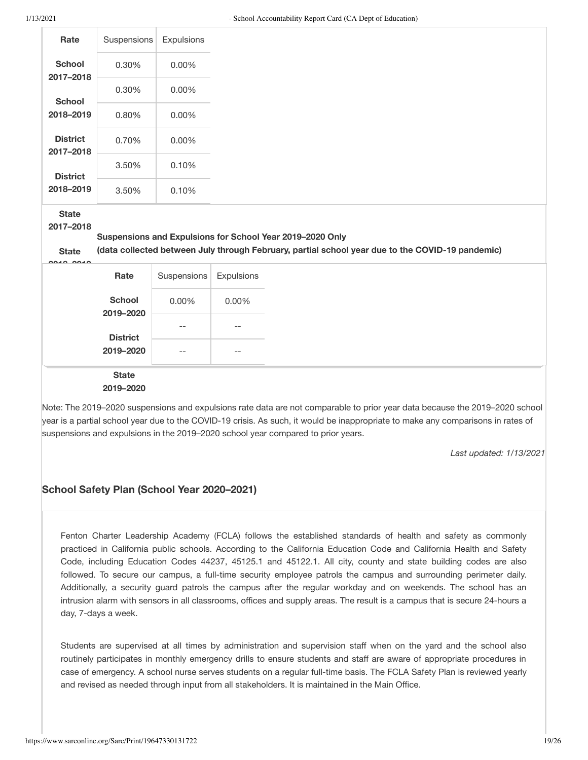| Rate | Suspensions | Expulsions |
| --- | --- | --- |
| **School 2017–2018** | 0.30% | 0.00% |
| **School 2018–2019** | 0.30% | 0.00% |
| **District 2017–2018** | 0.80% | 0.00% |
| **District 2018–2019** | 0.70% | 0.00% |
| **State 2017–2018** | 3.50% | 0.10% |
| **State 2018–2019** | 3.50% | 0.10% |

**Suspensions and Expulsions for School Year 2019–2020 Only**
**(data collected between July through February, partial school year due to the COVID-19 pandemic)**

| Rate | Suspensions | Expulsions |
| --- | --- | --- |
| **School 2019–2020** | 0.00% | 0.00% |
| **District 2019–2020** | -- | -- |
| **State 2019–2020** | -- | -- |

Note: The 2019–2020 suspensions and expulsions rate data are not comparable to prior year data because the 2019–2020 school year is a partial school year due to the COVID-19 crisis. As such, it would be inappropriate to make any comparisons in rates of suspensions and expulsions in the 2019–2020 school year compared to prior years.

*Last updated: 1/13/2021*

## School Safety Plan (School Year 2020–2021)

Fenton Charter Leadership Academy (FCLA) follows the established standards of health and safety as commonly practiced in California public schools. According to the California Education Code and California Health and Safety Code, including Education Codes 44237, 45125.1 and 45122.1. All city, county and state building codes are also followed. To secure our campus, a full-time security employee patrols the campus and surrounding perimeter daily. Additionally, a security guard patrols the campus after the regular workday and on weekends. The school has an intrusion alarm with sensors in all classrooms, offices and supply areas. The result is a campus that is secure 24-hours a day, 7-days a week.

Students are supervised at all times by administration and supervision staff when on the yard and the school also routinely participates in monthly emergency drills to ensure students and staff are aware of appropriate procedures in case of emergency. A school nurse serves students on a regular full-time basis. The FCLA Safety Plan is reviewed yearly and revised as needed through input from all stakeholders. It is maintained in the Main Office.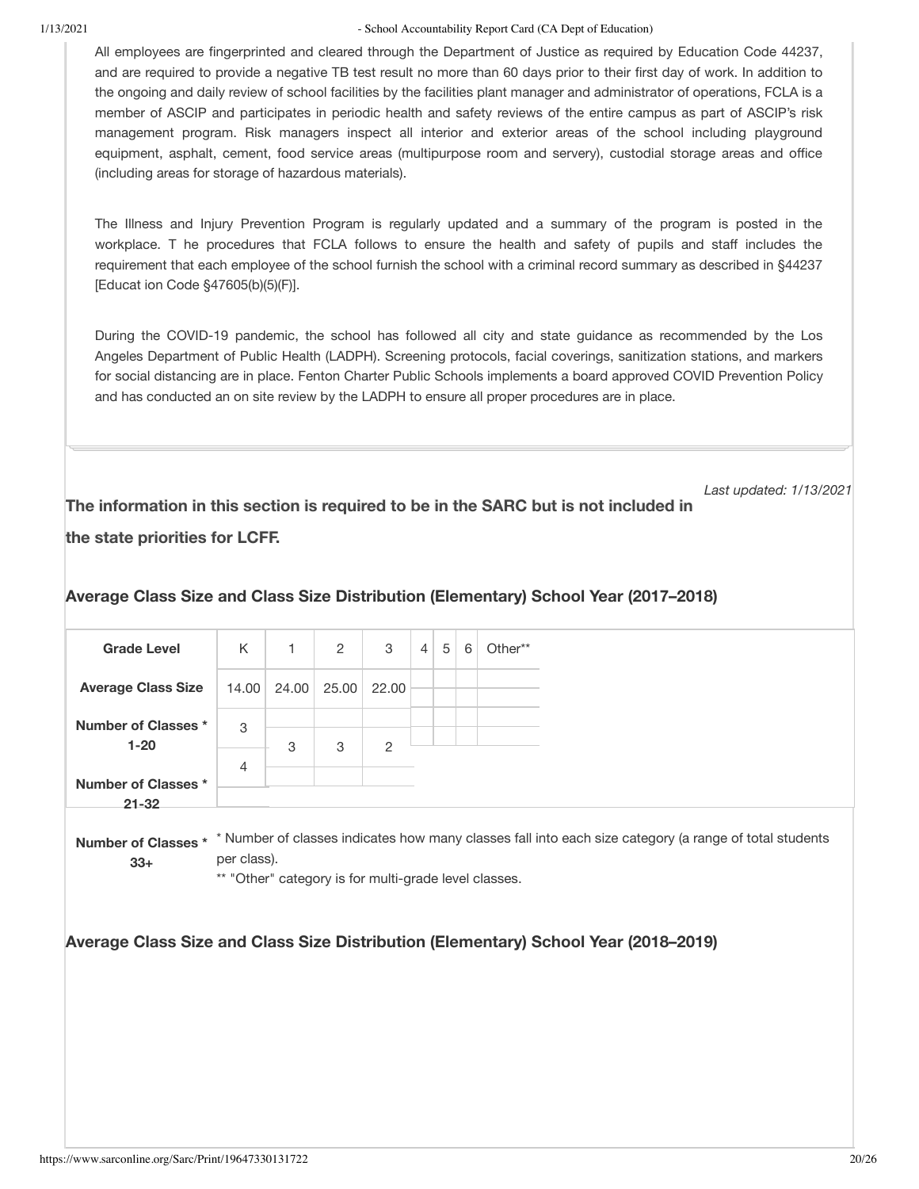All employees are fingerprinted and cleared through the Department of Justice as required by Education Code 44237, and are required to provide a negative TB test result no more than 60 days prior to their first day of work. In addition to the ongoing and daily review of school facilities by the facilities plant manager and administrator of operations, FCLA is a member of ASCIP and participates in periodic health and safety reviews of the entire campus as part of ASCIP's risk management program. Risk managers inspect all interior and exterior areas of the school including playground equipment, asphalt, cement, food service areas (multipurpose room and servery), custodial storage areas and office (including areas for storage of hazardous materials).

The Illness and Injury Prevention Program is regularly updated and a summary of the program is posted in the workplace. T he procedures that FCLA follows to ensure the health and safety of pupils and staff includes the requirement that each employee of the school furnish the school with a criminal record summary as described in §44237 [Educat ion Code §47605(b)(5)(F)].

During the COVID-19 pandemic, the school has followed all city and state guidance as recommended by the Los Angeles Department of Public Health (LADPH). Screening protocols, facial coverings, sanitization stations, and markers for social distancing are in place. Fenton Charter Public Schools implements a board approved COVID Prevention Policy and has conducted an on site review by the LADPH to ensure all proper procedures are in place.

*Last updated: 1/13/2021*

**The information in this section is required to be in the SARC but is not included in the state priorities for LCFF.**

### Average Class Size and Class Size Distribution (Elementary) School Year (2017–2018)

| Grade Level | K | 1 | 2 | 3 | 4 | 5 | 6 | Other** |
|---|---|---|---|---|---|---|---|---|
| Average Class Size | 14.00 | 24.00 | 25.00 | 22.00 | | | | |
| Number of Classes * 1-20 | 3 | | | | | | | |
| Number of Classes * 21-32 | 4 | 3 | 3 | 2 | | | | |
| Number of Classes * 33+ | | | | | | | | |

\* Number of classes indicates how many classes fall into each size category (a range of total students per class).

** "Other" category is for multi-grade level classes.

### Average Class Size and Class Size Distribution (Elementary) School Year (2018–2019)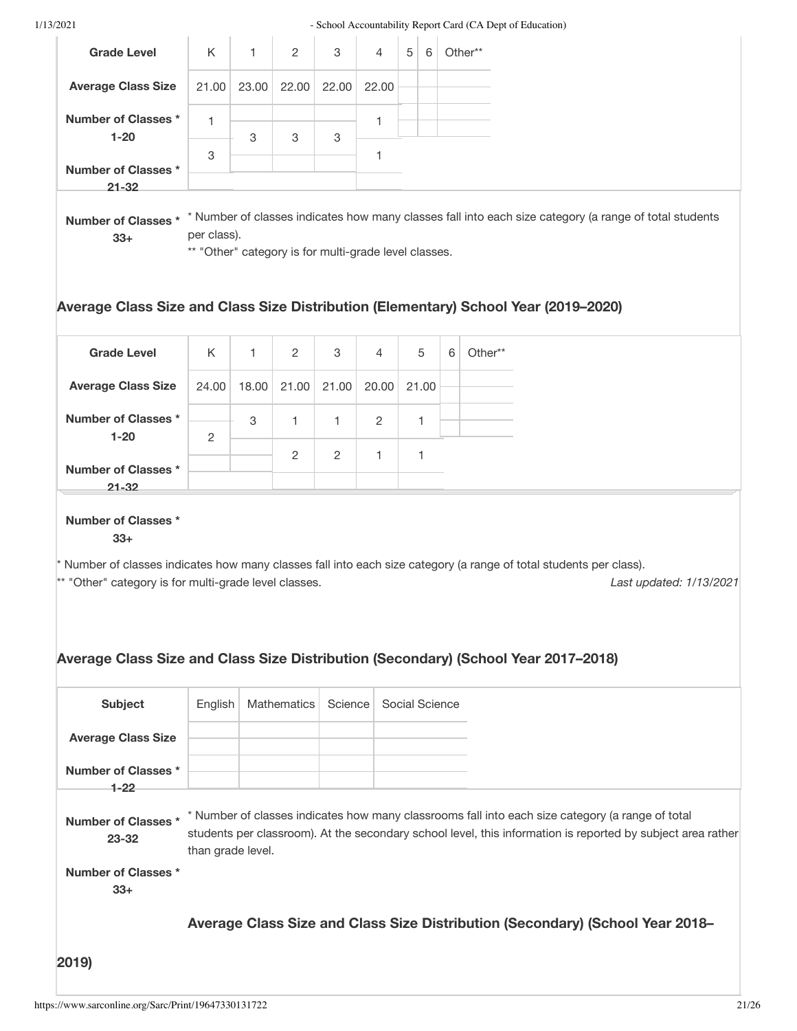| Grade Level | K | 1 | 2 | 3 | 4 | 5 | 6 | Other** |
|---|---|---|---|---|---|---|---|---|
| Average Class Size | 21.00 | 23.00 | 22.00 | 22.00 | 22.00 | | | |
| Number of Classes * 1-20 | 1 | | | | 1 | | | |
| Number of Classes * 21-32 | 3 | 3 | 3 | 3 | 1 | | | |
| Number of Classes * 33+ | | | | | | | | |

* Number of classes indicates how many classes fall into each size category (a range of total students per class).
** "Other" category is for multi-grade level classes.

## Average Class Size and Class Size Distribution (Elementary) School Year (2019–2020)

| Grade Level | K | 1 | 2 | 3 | 4 | 5 | 6 | Other** |
|---|---|---|---|---|---|---|---|---|
| Average Class Size | 24.00 | 18.00 | 21.00 | 21.00 | 20.00 | 21.00 | | |
| Number of Classes * 1-20 | | 3 | 1 | 1 | 2 | 1 | | |
| Number of Classes * 21-32 | 2 | | 2 | 2 | 1 | 1 | | |
| Number of Classes * 33+ | | | | | | | | |

* Number of classes indicates how many classes fall into each size category (a range of total students per class).
** "Other" category is for multi-grade level classes.

*Last updated: 1/13/2021*

## Average Class Size and Class Size Distribution (Secondary) (School Year 2017–2018)

| Subject | English | Mathematics | Science | Social Science |
|---|---|---|---|---|
| Average Class Size | | | | |
| Number of Classes * 1-22 | | | | |
| Number of Classes * 23-32 | | | | |
| Number of Classes * 33+ | | | | |

* Number of classes indicates how many classrooms fall into each size category (a range of total students per classroom). At the secondary school level, this information is reported by subject area rather than grade level.

## Average Class Size and Class Size Distribution (Secondary) (School Year 2018–2019)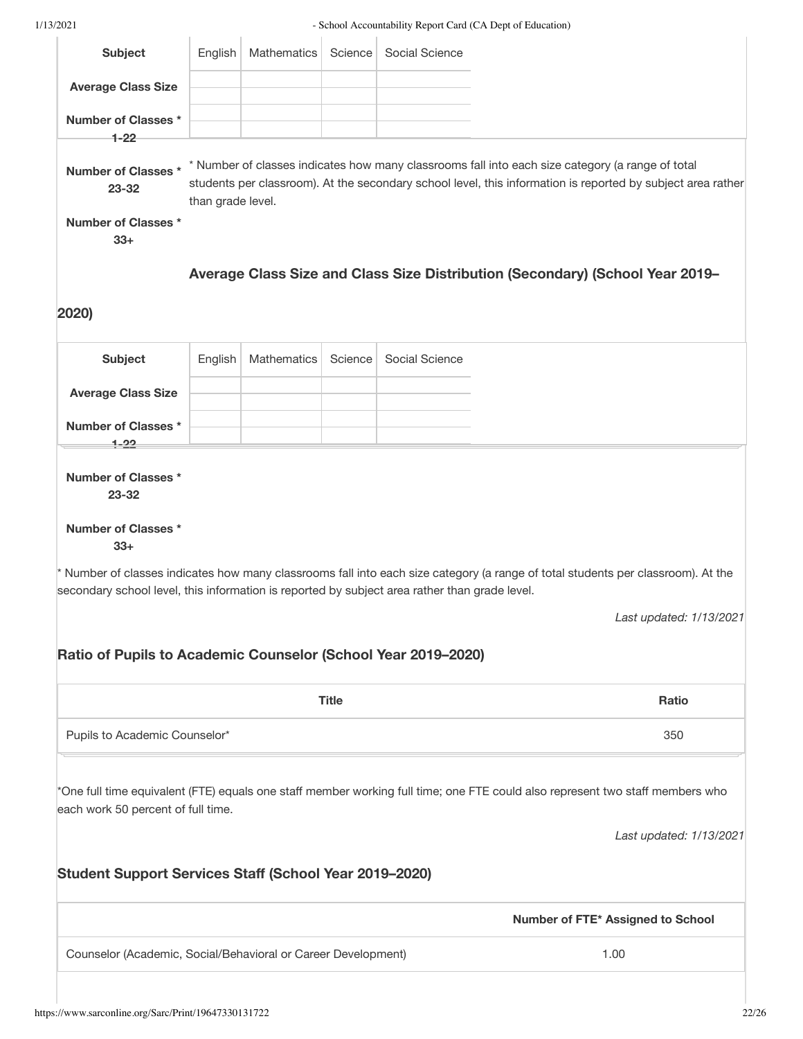| Subject | English | Mathematics | Science | Social Science |
|---|---|---|---|---|
| Average Class Size | | | | |
| Number of Classes * 1-22 | | | | |
| Number of Classes * 23-32 | | | | |
| Number of Classes * 33+ | | | | |

* Number of classes indicates how many classrooms fall into each size category (a range of total students per classroom). At the secondary school level, this information is reported by subject area rather than grade level.

### Average Class Size and Class Size Distribution (Secondary) (School Year 2019–2020)

| Subject | English | Mathematics | Science | Social Science |
|---|---|---|---|---|
| Average Class Size | | | | |
| Number of Classes * 1-22 | | | | |
| Number of Classes * 23-32 | | | | |
| Number of Classes * 33+ | | | | |

* Number of classes indicates how many classrooms fall into each size category (a range of total students per classroom). At the secondary school level, this information is reported by subject area rather than grade level.

*Last updated: 1/13/2021*

### Ratio of Pupils to Academic Counselor (School Year 2019–2020)

| Title | Ratio |
|---|---|
| Pupils to Academic Counselor* | 350 |

*One full time equivalent (FTE) equals one staff member working full time; one FTE could also represent two staff members who each work 50 percent of full time.

*Last updated: 1/13/2021*

### Student Support Services Staff (School Year 2019–2020)

| | Number of FTE* Assigned to School |
|---|---|
| Counselor (Academic, Social/Behavioral or Career Development) | 1.00 |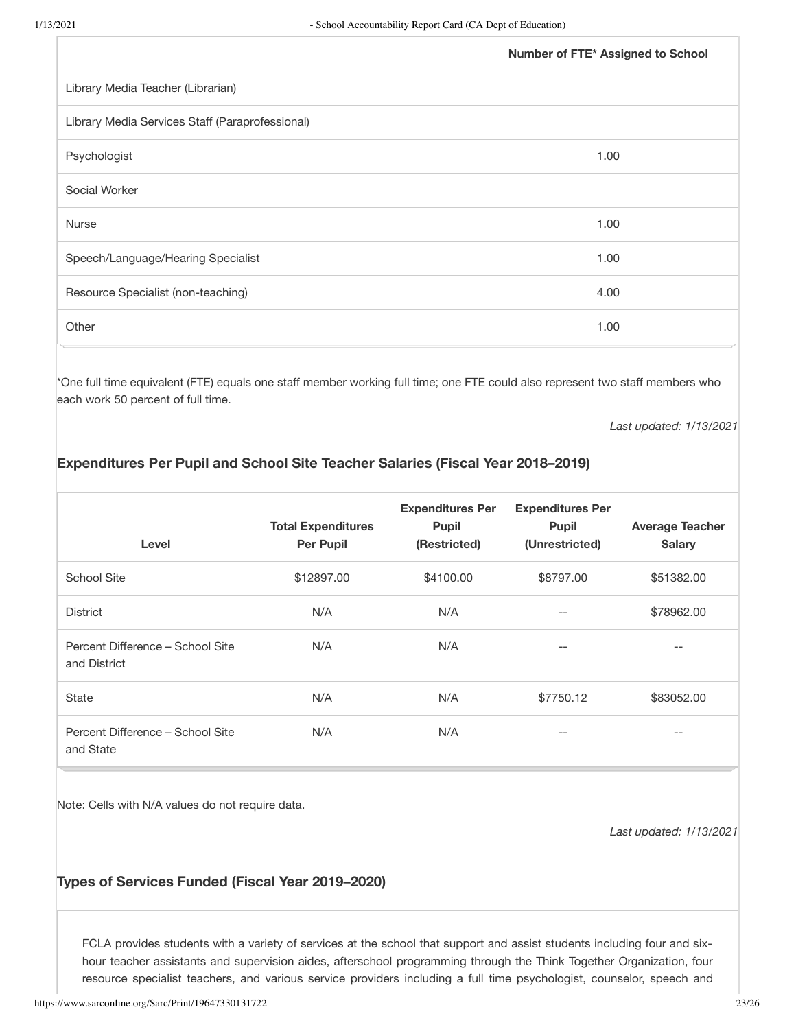| | Number of FTE* Assigned to School |
|---|---|
| Library Media Teacher (Librarian) | |
| Library Media Services Staff (Paraprofessional) | |
| Psychologist | 1.00 |
| Social Worker | |
| Nurse | 1.00 |
| Speech/Language/Hearing Specialist | 1.00 |
| Resource Specialist (non-teaching) | 4.00 |
| Other | 1.00 |

*One full time equivalent (FTE) equals one staff member working full time; one FTE could also represent two staff members who each work 50 percent of full time.

*Last updated: 1/13/2021*

### Expenditures Per Pupil and School Site Teacher Salaries (Fiscal Year 2018–2019)

| Level | Total Expenditures Per Pupil | Expenditures Per Pupil (Restricted) | Expenditures Per Pupil (Unrestricted) | Average Teacher Salary |
|---|---|---|---|---|
| School Site | $12897.00 | $4100.00 | $8797.00 | $51382.00 |
| District | N/A | N/A | -- | $78962.00 |
| Percent Difference – School Site and District | N/A | N/A | -- | -- |
| State | N/A | N/A | $7750.12 | $83052.00 |
| Percent Difference – School Site and State | N/A | N/A | -- | -- |

Note: Cells with N/A values do not require data.

*Last updated: 1/13/2021*

### Types of Services Funded (Fiscal Year 2019–2020)

FCLA provides students with a variety of services at the school that support and assist students including four and six-hour teacher assistants and supervision aides, afterschool programming through the Think Together Organization, four resource specialist teachers, and various service providers including a full time psychologist, counselor, speech and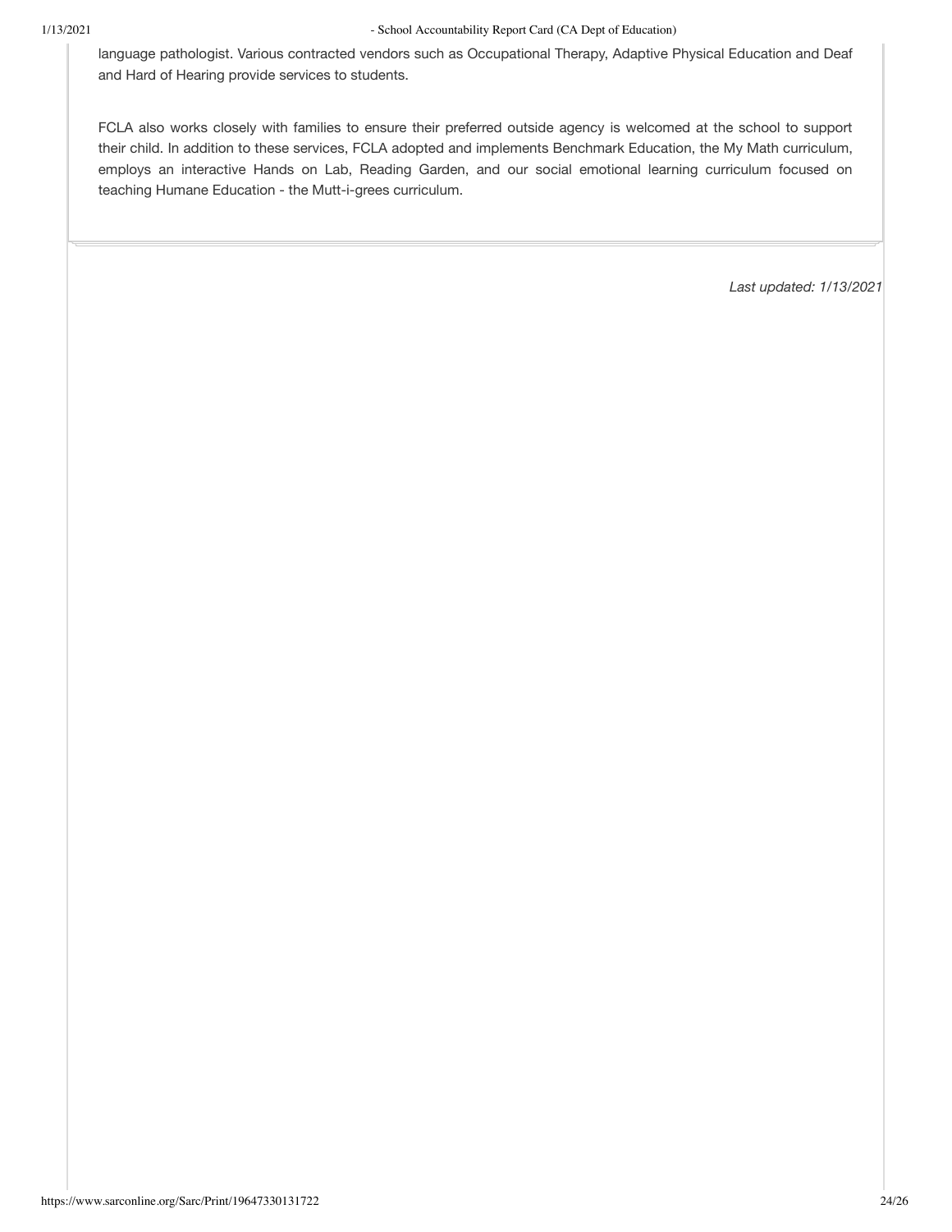language pathologist. Various contracted vendors such as Occupational Therapy, Adaptive Physical Education and Deaf and Hard of Hearing provide services to students.

FCLA also works closely with families to ensure their preferred outside agency is welcomed at the school to support their child. In addition to these services, FCLA adopted and implements Benchmark Education, the My Math curriculum, employs an interactive Hands on Lab, Reading Garden, and our social emotional learning curriculum focused on teaching Humane Education - the Mutt-i-grees curriculum.

*Last updated: 1/13/2021*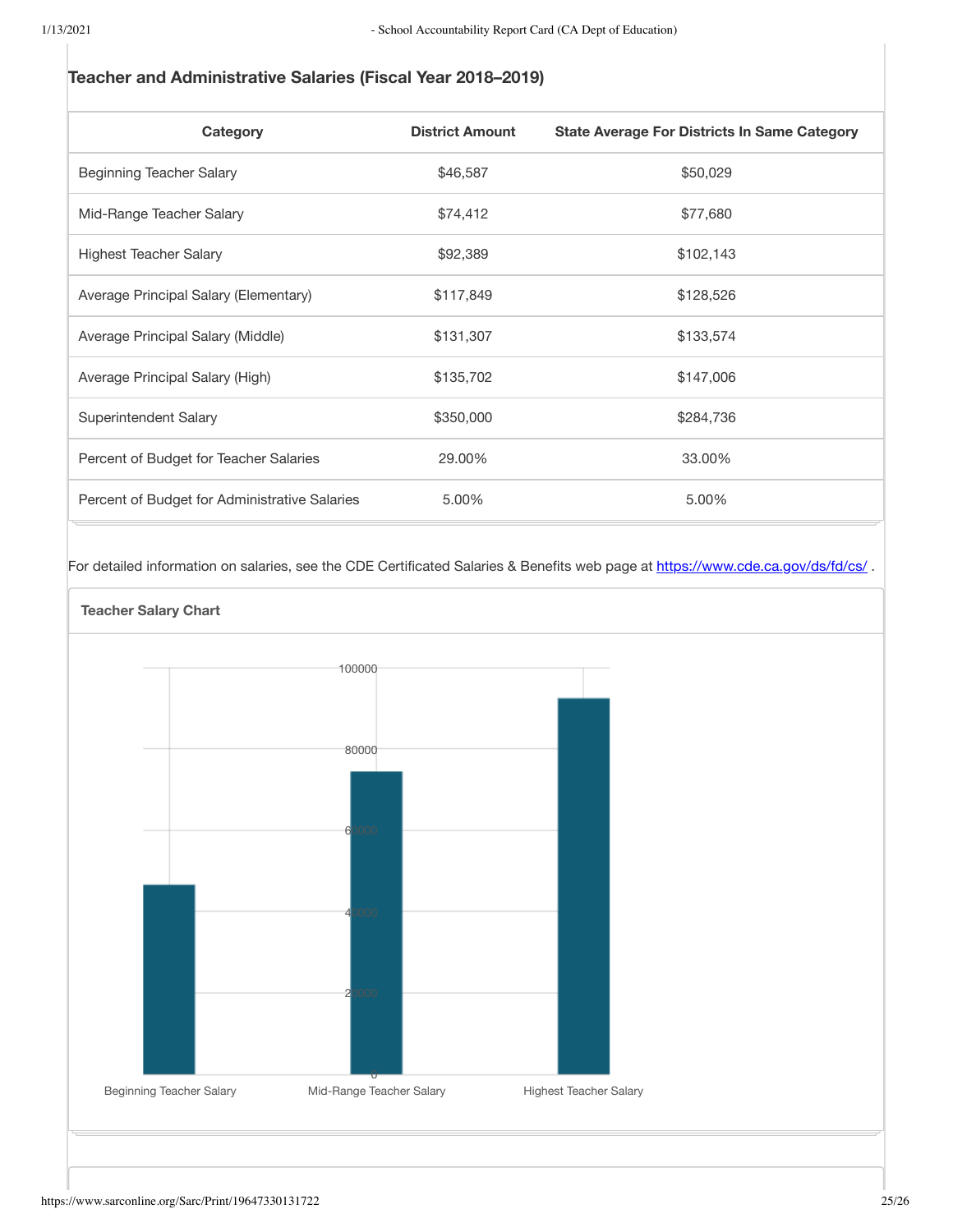### Teacher and Administrative Salaries (Fiscal Year 2018–2019)

| Category | District Amount | State Average For Districts In Same Category |
| --- | --- | --- |
| Beginning Teacher Salary | $46,587 | $50,029 |
| Mid-Range Teacher Salary | $74,412 | $77,680 |
| Highest Teacher Salary | $92,389 | $102,143 |
| Average Principal Salary (Elementary) | $117,849 | $128,526 |
| Average Principal Salary (Middle) | $131,307 | $133,574 |
| Average Principal Salary (High) | $135,702 | $147,006 |
| Superintendent Salary | $350,000 | $284,736 |
| Percent of Budget for Teacher Salaries | 29.00% | 33.00% |
| Percent of Budget for Administrative Salaries | 5.00% | 5.00% |

For detailed information on salaries, see the CDE Certificated Salaries & Benefits web page at https://www.cde.ca.gov/ds/fd/cs/ .

**Teacher Salary Chart**

| Category | Amount |
| --- | --- |
| Beginning Teacher Salary | 46587 |
| Mid-Range Teacher Salary | 74412 |
| Highest Teacher Salary | 92389 |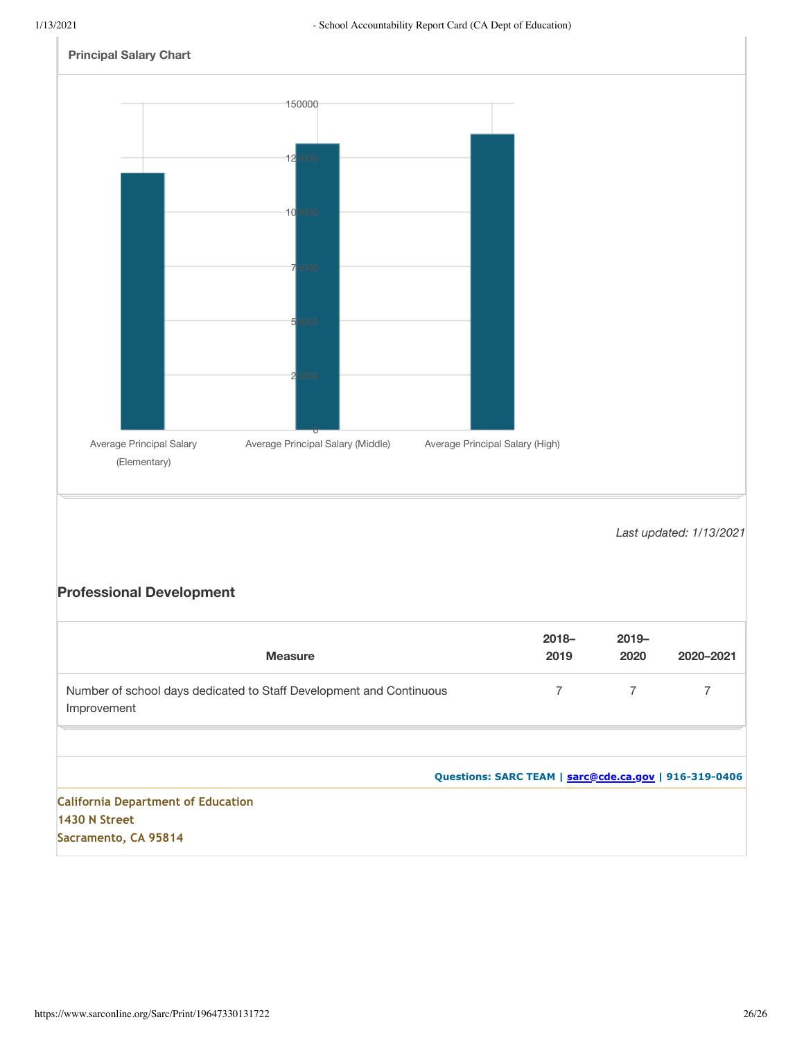**Principal Salary Chart**

150000

125000

100000

75000

50000

25000

0

Average Principal Salary (Elementary)

Average Principal Salary (Middle)

Average Principal Salary (High)

*Last updated: 1/13/2021*

## Professional Development

| Measure | 2018–2019 | 2019–2020 | 2020–2021 |
| --- | --- | --- | --- |
| Number of school days dedicated to Staff Development and Continuous Improvement | 7 | 7 | 7 |

**Questions: SARC TEAM | sarc@cde.ca.gov | 916-319-0406**

**California Department of Education**
**1430 N Street**
**Sacramento, CA 95814**